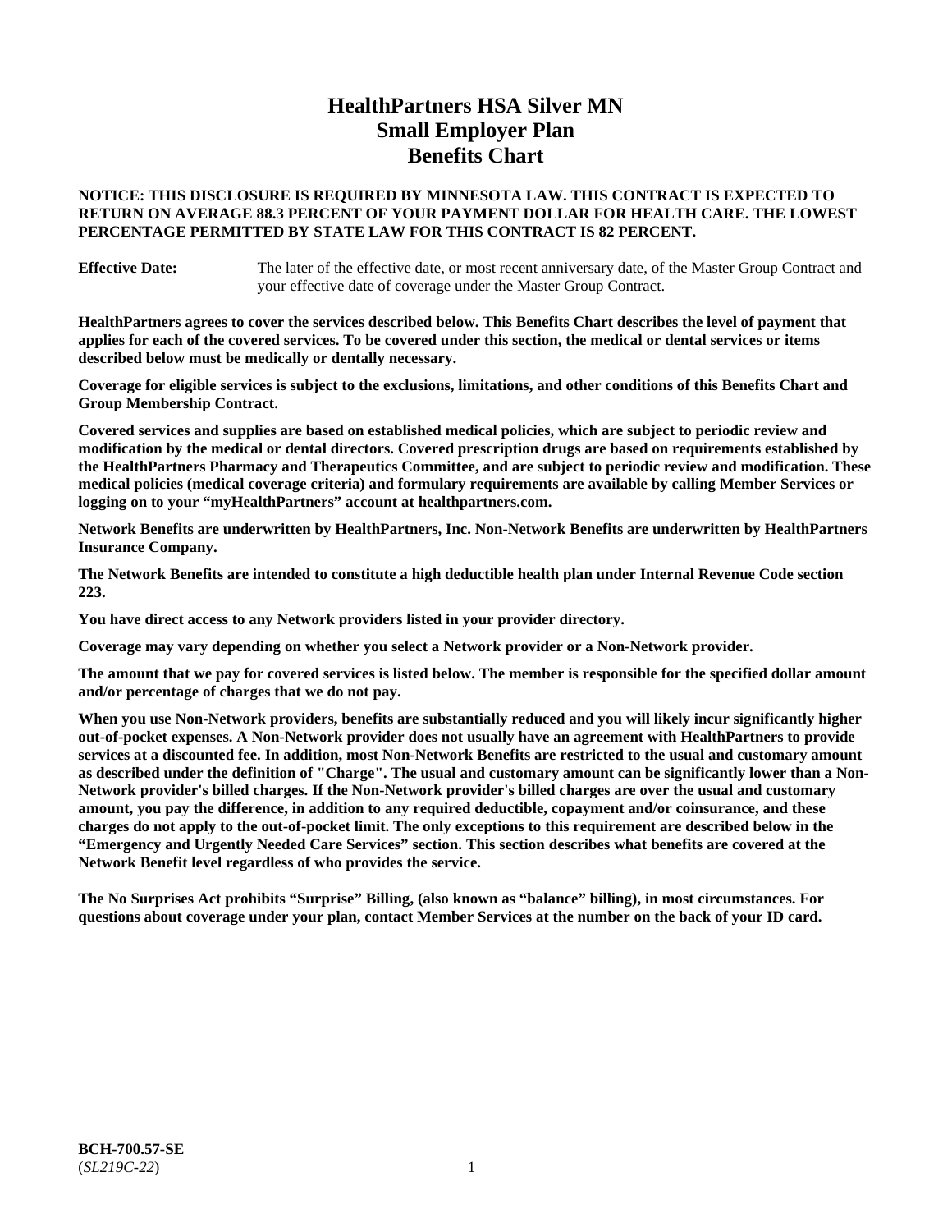# HealthPartners HSA Silver MN
# Small Employer Plan
# Benefits Chart

**NOTICE: THIS DISCLOSURE IS REQUIRED BY MINNESOTA LAW. THIS CONTRACT IS EXPECTED TO RETURN ON AVERAGE 88.3 PERCENT OF YOUR PAYMENT DOLLAR FOR HEALTH CARE. THE LOWEST PERCENTAGE PERMITTED BY STATE LAW FOR THIS CONTRACT IS 82 PERCENT.**

**Effective Date:** The later of the effective date, or most recent anniversary date, of the Master Group Contract and your effective date of coverage under the Master Group Contract.

**HealthPartners agrees to cover the services described below. This Benefits Chart describes the level of payment that applies for each of the covered services. To be covered under this section, the medical or dental services or items described below must be medically or dentally necessary.**

**Coverage for eligible services is subject to the exclusions, limitations, and other conditions of this Benefits Chart and Group Membership Contract.**

**Covered services and supplies are based on established medical policies, which are subject to periodic review and modification by the medical or dental directors. Covered prescription drugs are based on requirements established by the HealthPartners Pharmacy and Therapeutics Committee, and are subject to periodic review and modification. These medical policies (medical coverage criteria) and formulary requirements are available by calling Member Services or logging on to your "myHealthPartners" account at healthpartners.com.**

**Network Benefits are underwritten by HealthPartners, Inc. Non-Network Benefits are underwritten by HealthPartners Insurance Company.**

**The Network Benefits are intended to constitute a high deductible health plan under Internal Revenue Code section 223.**

**You have direct access to any Network providers listed in your provider directory.**

**Coverage may vary depending on whether you select a Network provider or a Non-Network provider.**

**The amount that we pay for covered services is listed below. The member is responsible for the specified dollar amount and/or percentage of charges that we do not pay.**

**When you use Non-Network providers, benefits are substantially reduced and you will likely incur significantly higher out-of-pocket expenses. A Non-Network provider does not usually have an agreement with HealthPartners to provide services at a discounted fee. In addition, most Non-Network Benefits are restricted to the usual and customary amount as described under the definition of "Charge". The usual and customary amount can be significantly lower than a Non-Network provider's billed charges. If the Non-Network provider's billed charges are over the usual and customary amount, you pay the difference, in addition to any required deductible, copayment and/or coinsurance, and these charges do not apply to the out-of-pocket limit. The only exceptions to this requirement are described below in the "Emergency and Urgently Needed Care Services" section. This section describes what benefits are covered at the Network Benefit level regardless of who provides the service.**

**The No Surprises Act prohibits "Surprise" Billing, (also known as "balance" billing), in most circumstances. For questions about coverage under your plan, contact Member Services at the number on the back of your ID card.**

**BCH-700.57-SE**
(*SL219C-22*)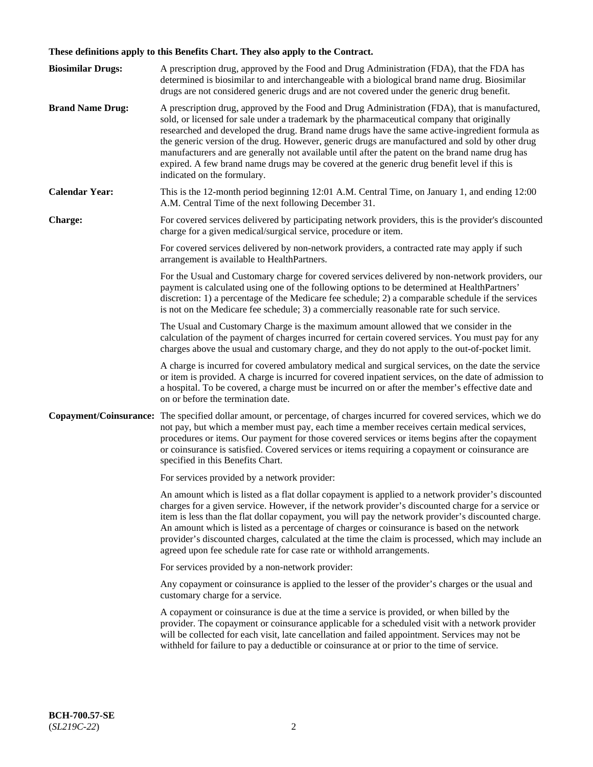**These definitions apply to this Benefits Chart. They also apply to the Contract.**

**Biosimilar Drugs:** A prescription drug, approved by the Food and Drug Administration (FDA), that the FDA has determined is biosimilar to and interchangeable with a biological brand name drug. Biosimilar drugs are not considered generic drugs and are not covered under the generic drug benefit.

**Brand Name Drug:** A prescription drug, approved by the Food and Drug Administration (FDA), that is manufactured, sold, or licensed for sale under a trademark by the pharmaceutical company that originally researched and developed the drug. Brand name drugs have the same active-ingredient formula as the generic version of the drug. However, generic drugs are manufactured and sold by other drug manufacturers and are generally not available until after the patent on the brand name drug has expired. A few brand name drugs may be covered at the generic drug benefit level if this is indicated on the formulary.

**Calendar Year:** This is the 12-month period beginning 12:01 A.M. Central Time, on January 1, and ending 12:00 A.M. Central Time of the next following December 31.

**Charge:** For covered services delivered by participating network providers, this is the provider's discounted charge for a given medical/surgical service, procedure or item.

For covered services delivered by non-network providers, a contracted rate may apply if such arrangement is available to HealthPartners.

For the Usual and Customary charge for covered services delivered by non-network providers, our payment is calculated using one of the following options to be determined at HealthPartners' discretion: 1) a percentage of the Medicare fee schedule; 2) a comparable schedule if the services is not on the Medicare fee schedule; 3) a commercially reasonable rate for such service.

The Usual and Customary Charge is the maximum amount allowed that we consider in the calculation of the payment of charges incurred for certain covered services. You must pay for any charges above the usual and customary charge, and they do not apply to the out-of-pocket limit.

A charge is incurred for covered ambulatory medical and surgical services, on the date the service or item is provided. A charge is incurred for covered inpatient services, on the date of admission to a hospital. To be covered, a charge must be incurred on or after the member's effective date and on or before the termination date.

**Copayment/Coinsurance:** The specified dollar amount, or percentage, of charges incurred for covered services, which we do not pay, but which a member must pay, each time a member receives certain medical services, procedures or items. Our payment for those covered services or items begins after the copayment or coinsurance is satisfied. Covered services or items requiring a copayment or coinsurance are specified in this Benefits Chart.

For services provided by a network provider:

An amount which is listed as a flat dollar copayment is applied to a network provider's discounted charges for a given service. However, if the network provider's discounted charge for a service or item is less than the flat dollar copayment, you will pay the network provider's discounted charge. An amount which is listed as a percentage of charges or coinsurance is based on the network provider's discounted charges, calculated at the time the claim is processed, which may include an agreed upon fee schedule rate for case rate or withhold arrangements.

For services provided by a non-network provider:

Any copayment or coinsurance is applied to the lesser of the provider's charges or the usual and customary charge for a service.

A copayment or coinsurance is due at the time a service is provided, or when billed by the provider. The copayment or coinsurance applicable for a scheduled visit with a network provider will be collected for each visit, late cancellation and failed appointment. Services may not be withheld for failure to pay a deductible or coinsurance at or prior to the time of service.

**BCH-700.57-SE**
(*SL219C-22*)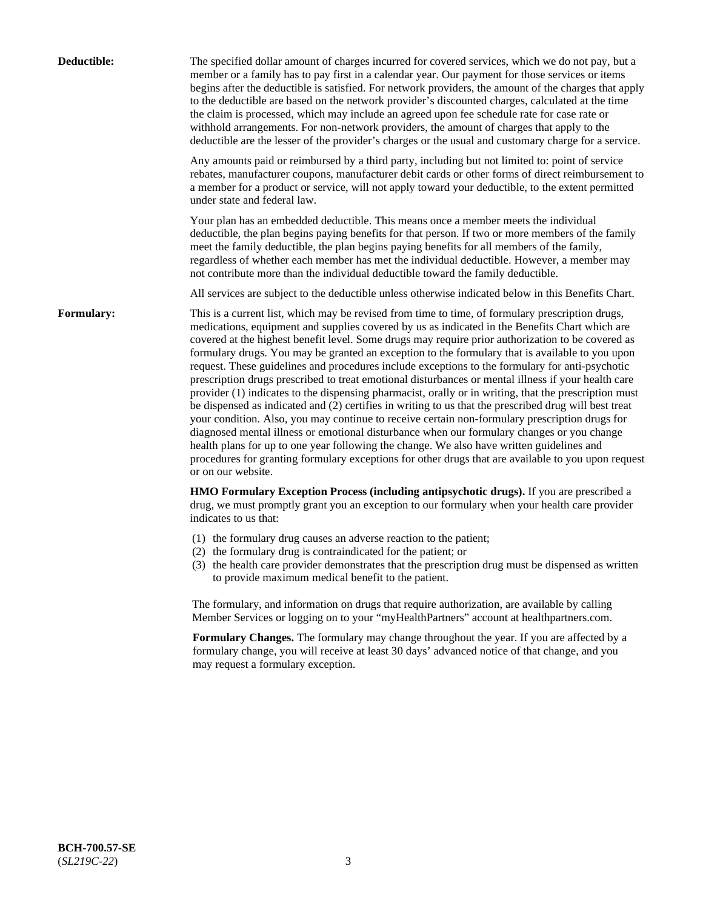**Deductible:** The specified dollar amount of charges incurred for covered services, which we do not pay, but a member or a family has to pay first in a calendar year. Our payment for those services or items begins after the deductible is satisfied. For network providers, the amount of the charges that apply to the deductible are based on the network provider's discounted charges, calculated at the time the claim is processed, which may include an agreed upon fee schedule rate for case rate or withhold arrangements. For non-network providers, the amount of charges that apply to the deductible are the lesser of the provider's charges or the usual and customary charge for a service.

Any amounts paid or reimbursed by a third party, including but not limited to: point of service rebates, manufacturer coupons, manufacturer debit cards or other forms of direct reimbursement to a member for a product or service, will not apply toward your deductible, to the extent permitted under state and federal law.

Your plan has an embedded deductible. This means once a member meets the individual deductible, the plan begins paying benefits for that person. If two or more members of the family meet the family deductible, the plan begins paying benefits for all members of the family, regardless of whether each member has met the individual deductible. However, a member may not contribute more than the individual deductible toward the family deductible.

All services are subject to the deductible unless otherwise indicated below in this Benefits Chart.

**Formulary:** This is a current list, which may be revised from time to time, of formulary prescription drugs, medications, equipment and supplies covered by us as indicated in the Benefits Chart which are covered at the highest benefit level. Some drugs may require prior authorization to be covered as formulary drugs. You may be granted an exception to the formulary that is available to you upon request. These guidelines and procedures include exceptions to the formulary for anti-psychotic prescription drugs prescribed to treat emotional disturbances or mental illness if your health care provider (1) indicates to the dispensing pharmacist, orally or in writing, that the prescription must be dispensed as indicated and (2) certifies in writing to us that the prescribed drug will best treat your condition. Also, you may continue to receive certain non-formulary prescription drugs for diagnosed mental illness or emotional disturbance when our formulary changes or you change health plans for up to one year following the change. We also have written guidelines and procedures for granting formulary exceptions for other drugs that are available to you upon request or on our website.

**HMO Formulary Exception Process (including antipsychotic drugs).** If you are prescribed a drug, we must promptly grant you an exception to our formulary when your health care provider indicates to us that:

(1) the formulary drug causes an adverse reaction to the patient;
(2) the formulary drug is contraindicated for the patient; or
(3) the health care provider demonstrates that the prescription drug must be dispensed as written to provide maximum medical benefit to the patient.

The formulary, and information on drugs that require authorization, are available by calling Member Services or logging on to your "myHealthPartners" account at healthpartners.com.

**Formulary Changes.** The formulary may change throughout the year. If you are affected by a formulary change, you will receive at least 30 days' advanced notice of that change, and you may request a formulary exception.

**BCH-700.57-SE**
(*SL219C-22*)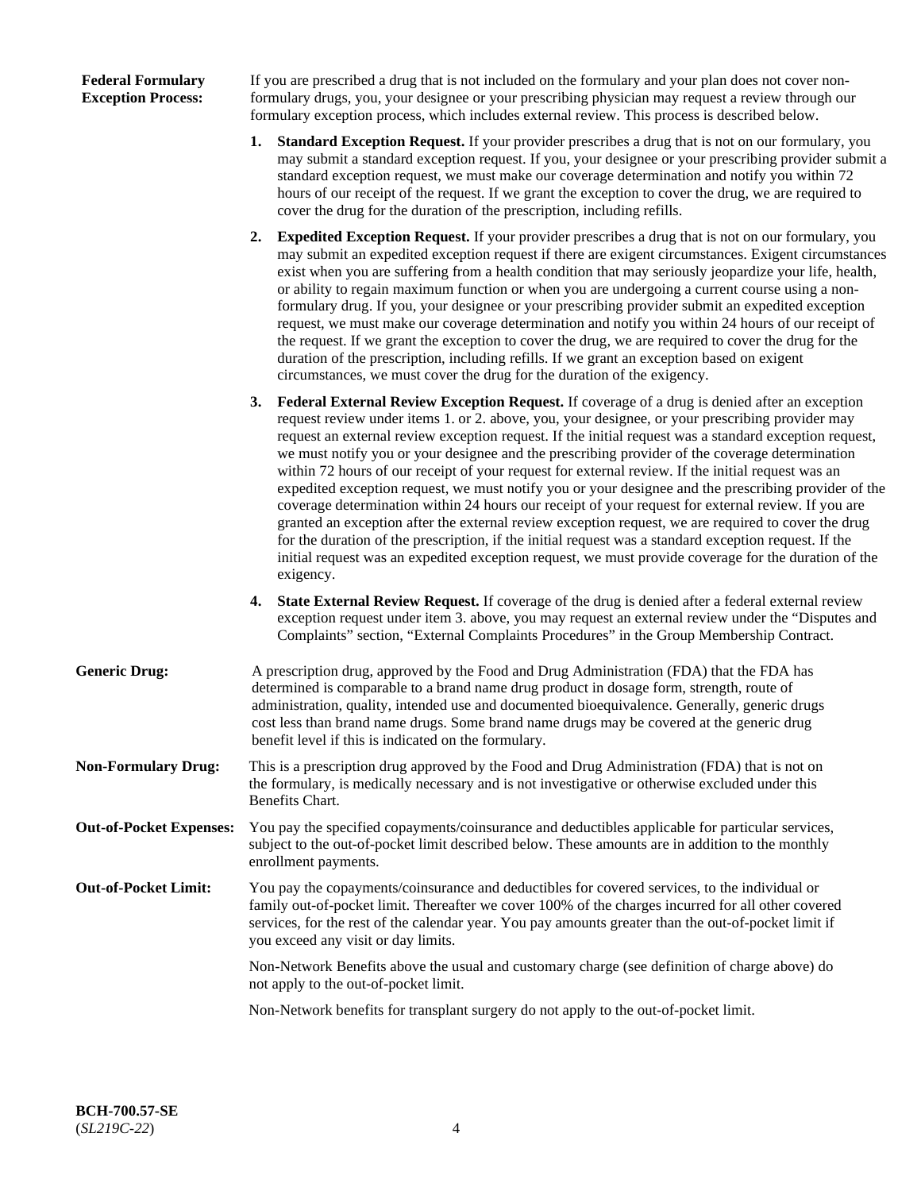**Federal Formulary Exception Process:** If you are prescribed a drug that is not included on the formulary and your plan does not cover non-formulary drugs, you, your designee or your prescribing physician may request a review through our formulary exception process, which includes external review. This process is described below.

1. **Standard Exception Request.** If your provider prescribes a drug that is not on our formulary, you may submit a standard exception request. If you, your designee or your prescribing provider submit a standard exception request, we must make our coverage determination and notify you within 72 hours of our receipt of the request. If we grant the exception to cover the drug, we are required to cover the drug for the duration of the prescription, including refills.

2. **Expedited Exception Request.** If your provider prescribes a drug that is not on our formulary, you may submit an expedited exception request if there are exigent circumstances. Exigent circumstances exist when you are suffering from a health condition that may seriously jeopardize your life, health, or ability to regain maximum function or when you are undergoing a current course using a non-formulary drug. If you, your designee or your prescribing provider submit an expedited exception request, we must make our coverage determination and notify you within 24 hours of our receipt of the request. If we grant the exception to cover the drug, we are required to cover the drug for the duration of the prescription, including refills. If we grant an exception based on exigent circumstances, we must cover the drug for the duration of the exigency.

3. **Federal External Review Exception Request.** If coverage of a drug is denied after an exception request review under items 1. or 2. above, you, your designee, or your prescribing provider may request an external review exception request. If the initial request was a standard exception request, we must notify you or your designee and the prescribing provider of the coverage determination within 72 hours of our receipt of your request for external review. If the initial request was an expedited exception request, we must notify you or your designee and the prescribing provider of the coverage determination within 24 hours our receipt of your request for external review. If you are granted an exception after the external review exception request, we are required to cover the drug for the duration of the prescription, if the initial request was a standard exception request. If the initial request was an expedited exception request, we must provide coverage for the duration of the exigency.

4. **State External Review Request.** If coverage of the drug is denied after a federal external review exception request under item 3. above, you may request an external review under the "Disputes and Complaints" section, "External Complaints Procedures" in the Group Membership Contract.

**Generic Drug:** A prescription drug, approved by the Food and Drug Administration (FDA) that the FDA has determined is comparable to a brand name drug product in dosage form, strength, route of administration, quality, intended use and documented bioequivalence. Generally, generic drugs cost less than brand name drugs. Some brand name drugs may be covered at the generic drug benefit level if this is indicated on the formulary.

**Non-Formulary Drug:** This is a prescription drug approved by the Food and Drug Administration (FDA) that is not on the formulary, is medically necessary and is not investigative or otherwise excluded under this Benefits Chart.

**Out-of-Pocket Expenses:** You pay the specified copayments/coinsurance and deductibles applicable for particular services, subject to the out-of-pocket limit described below. These amounts are in addition to the monthly enrollment payments.

**Out-of-Pocket Limit:** You pay the copayments/coinsurance and deductibles for covered services, to the individual or family out-of-pocket limit. Thereafter we cover 100% of the charges incurred for all other covered services, for the rest of the calendar year. You pay amounts greater than the out-of-pocket limit if you exceed any visit or day limits.

Non-Network Benefits above the usual and customary charge (see definition of charge above) do not apply to the out-of-pocket limit.

Non-Network benefits for transplant surgery do not apply to the out-of-pocket limit.

**BCH-700.57-SE**
(*SL219C-22*)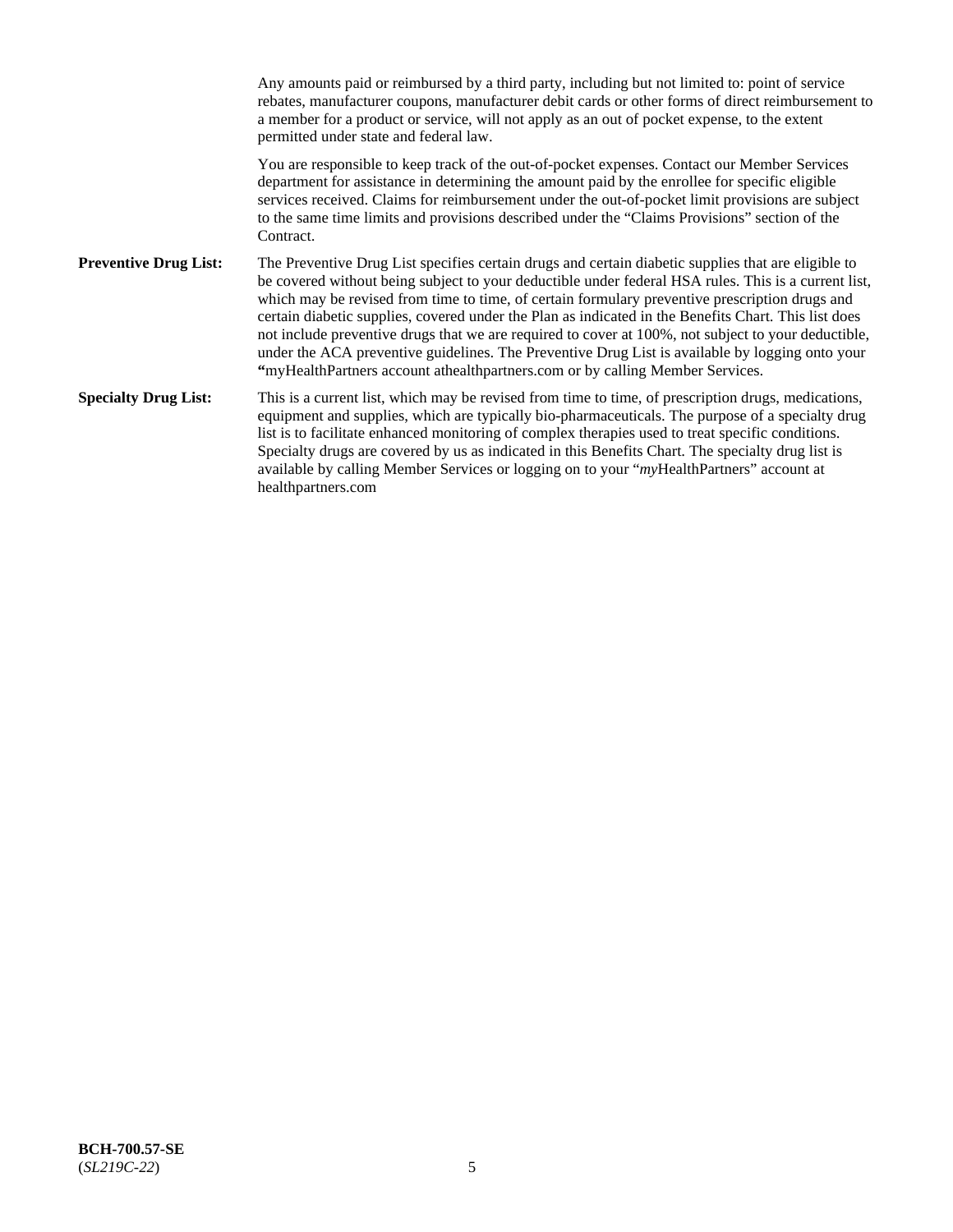Any amounts paid or reimbursed by a third party, including but not limited to: point of service rebates, manufacturer coupons, manufacturer debit cards or other forms of direct reimbursement to a member for a product or service, will not apply as an out of pocket expense, to the extent permitted under state and federal law.

You are responsible to keep track of the out-of-pocket expenses. Contact our Member Services department for assistance in determining the amount paid by the enrollee for specific eligible services received. Claims for reimbursement under the out-of-pocket limit provisions are subject to the same time limits and provisions described under the "Claims Provisions" section of the Contract.

**Preventive Drug List:** The Preventive Drug List specifies certain drugs and certain diabetic supplies that are eligible to be covered without being subject to your deductible under federal HSA rules. This is a current list, which may be revised from time to time, of certain formulary preventive prescription drugs and certain diabetic supplies, covered under the Plan as indicated in the Benefits Chart. This list does not include preventive drugs that we are required to cover at 100%, not subject to your deductible, under the ACA preventive guidelines. The Preventive Drug List is available by logging onto your **"**myHealthPartners account athealthpartners.com or by calling Member Services.

**Specialty Drug List:** This is a current list, which may be revised from time to time, of prescription drugs, medications, equipment and supplies, which are typically bio-pharmaceuticals. The purpose of a specialty drug list is to facilitate enhanced monitoring of complex therapies used to treat specific conditions. Specialty drugs are covered by us as indicated in this Benefits Chart. The specialty drug list is available by calling Member Services or logging on to your "*my*HealthPartners" account at healthpartners.com

**BCH-700.57-SE**
(*SL219C-22*)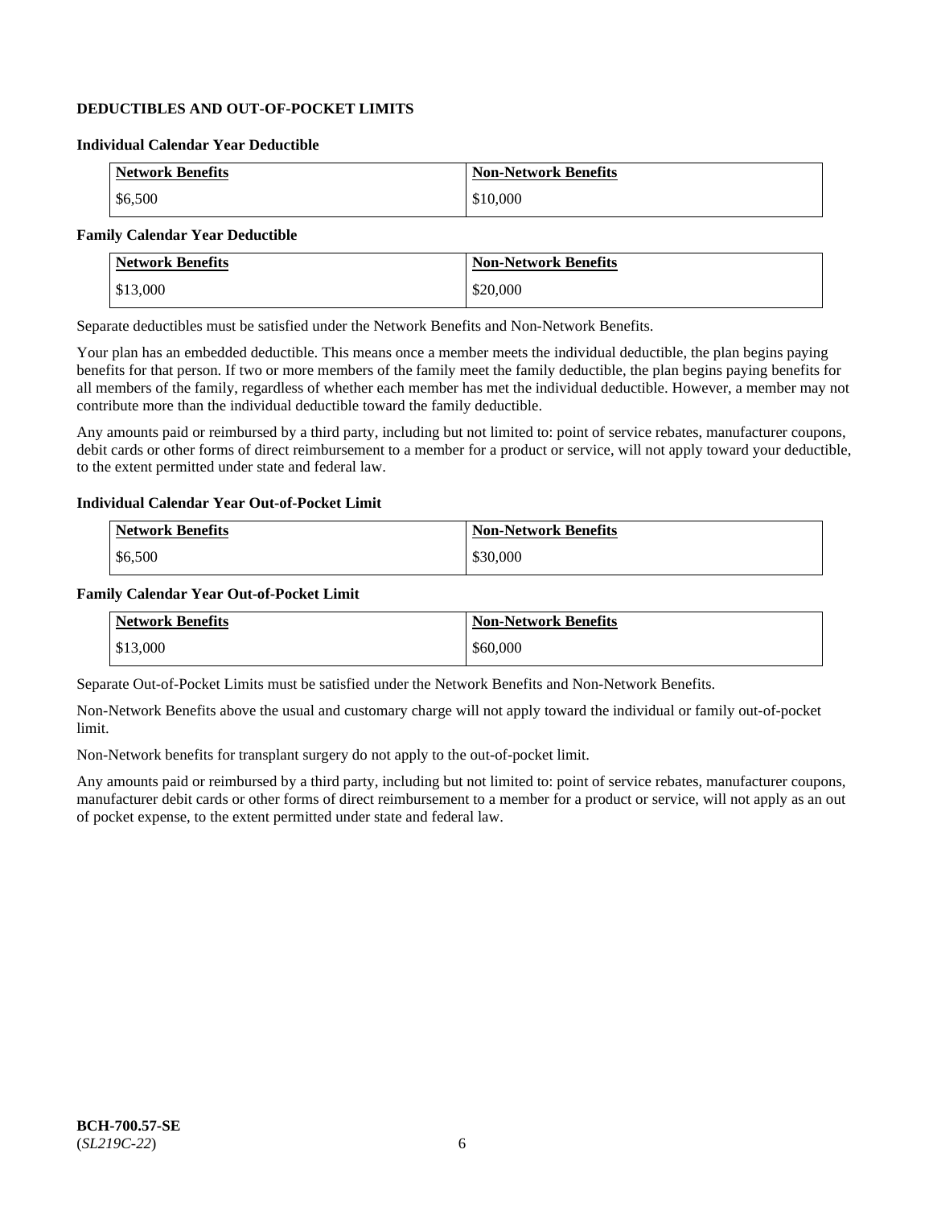## DEDUCTIBLES AND OUT-OF-POCKET LIMITS

### Individual Calendar Year Deductible

| Network Benefits | Non-Network Benefits |
|---|---|
| $6,500 | $10,000 |

### Family Calendar Year Deductible

| Network Benefits | Non-Network Benefits |
|---|---|
| $13,000 | $20,000 |

Separate deductibles must be satisfied under the Network Benefits and Non-Network Benefits.

Your plan has an embedded deductible. This means once a member meets the individual deductible, the plan begins paying benefits for that person. If two or more members of the family meet the family deductible, the plan begins paying benefits for all members of the family, regardless of whether each member has met the individual deductible. However, a member may not contribute more than the individual deductible toward the family deductible.

Any amounts paid or reimbursed by a third party, including but not limited to: point of service rebates, manufacturer coupons, debit cards or other forms of direct reimbursement to a member for a product or service, will not apply toward your deductible, to the extent permitted under state and federal law.

### Individual Calendar Year Out-of-Pocket Limit

| Network Benefits | Non-Network Benefits |
|---|---|
| $6,500 | $30,000 |

### Family Calendar Year Out-of-Pocket Limit

| Network Benefits | Non-Network Benefits |
|---|---|
| $13,000 | $60,000 |

Separate Out-of-Pocket Limits must be satisfied under the Network Benefits and Non-Network Benefits.

Non-Network Benefits above the usual and customary charge will not apply toward the individual or family out-of-pocket limit.

Non-Network benefits for transplant surgery do not apply to the out-of-pocket limit.

Any amounts paid or reimbursed by a third party, including but not limited to: point of service rebates, manufacturer coupons, manufacturer debit cards or other forms of direct reimbursement to a member for a product or service, will not apply as an out of pocket expense, to the extent permitted under state and federal law.

**BCH-700.57-SE**
(*SL219C-22*)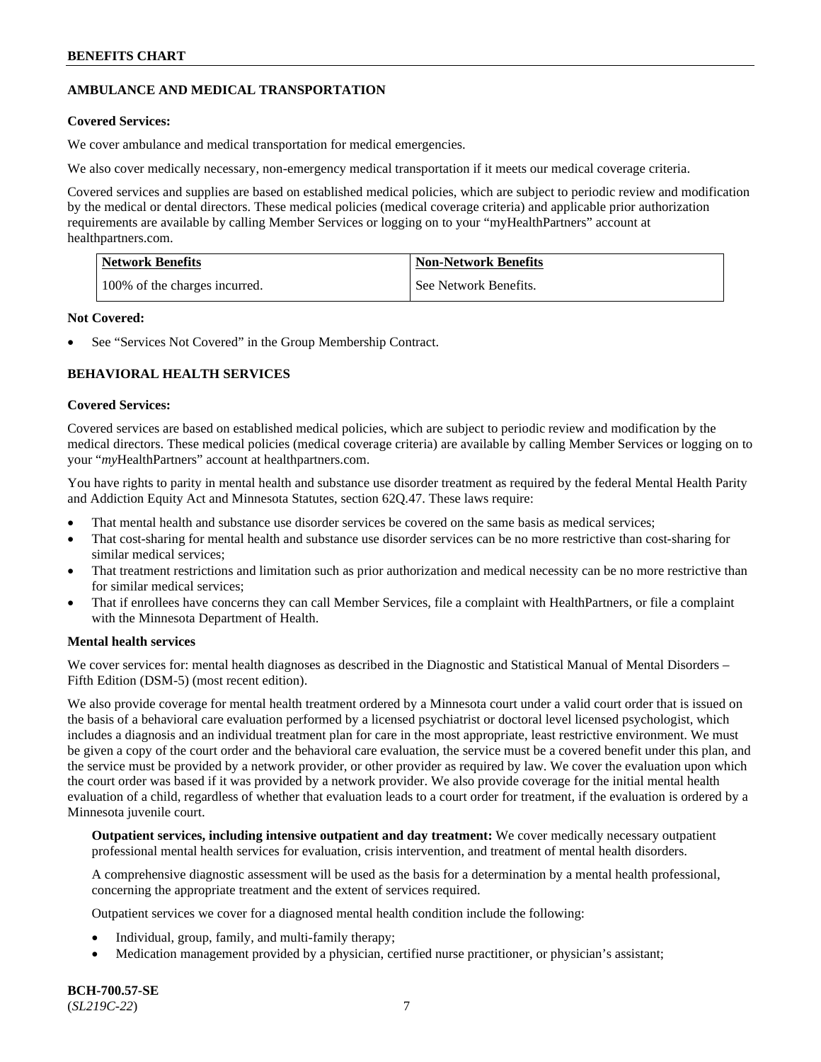## AMBULANCE AND MEDICAL TRANSPORTATION

**Covered Services:**

We cover ambulance and medical transportation for medical emergencies.

We also cover medically necessary, non-emergency medical transportation if it meets our medical coverage criteria.

Covered services and supplies are based on established medical policies, which are subject to periodic review and modification by the medical or dental directors. These medical policies (medical coverage criteria) and applicable prior authorization requirements are available by calling Member Services or logging on to your "myHealthPartners" account at healthpartners.com.

| Network Benefits | Non-Network Benefits |
|---|---|
| 100% of the charges incurred. | See Network Benefits. |

**Not Covered:**

- See "Services Not Covered" in the Group Membership Contract.

## BEHAVIORAL HEALTH SERVICES

**Covered Services:**

Covered services are based on established medical policies, which are subject to periodic review and modification by the medical directors. These medical policies (medical coverage criteria) are available by calling Member Services or logging on to your "*my*HealthPartners" account at healthpartners.com.

You have rights to parity in mental health and substance use disorder treatment as required by the federal Mental Health Parity and Addiction Equity Act and Minnesota Statutes, section 62Q.47. These laws require:

- That mental health and substance use disorder services be covered on the same basis as medical services;
- That cost-sharing for mental health and substance use disorder services can be no more restrictive than cost-sharing for similar medical services;
- That treatment restrictions and limitation such as prior authorization and medical necessity can be no more restrictive than for similar medical services;
- That if enrollees have concerns they can call Member Services, file a complaint with HealthPartners, or file a complaint with the Minnesota Department of Health.

**Mental health services**

We cover services for: mental health diagnoses as described in the Diagnostic and Statistical Manual of Mental Disorders – Fifth Edition (DSM-5) (most recent edition).

We also provide coverage for mental health treatment ordered by a Minnesota court under a valid court order that is issued on the basis of a behavioral care evaluation performed by a licensed psychiatrist or doctoral level licensed psychologist, which includes a diagnosis and an individual treatment plan for care in the most appropriate, least restrictive environment. We must be given a copy of the court order and the behavioral care evaluation, the service must be a covered benefit under this plan, and the service must be provided by a network provider, or other provider as required by law. We cover the evaluation upon which the court order was based if it was provided by a network provider. We also provide coverage for the initial mental health evaluation of a child, regardless of whether that evaluation leads to a court order for treatment, if the evaluation is ordered by a Minnesota juvenile court.

**Outpatient services, including intensive outpatient and day treatment:** We cover medically necessary outpatient professional mental health services for evaluation, crisis intervention, and treatment of mental health disorders.

A comprehensive diagnostic assessment will be used as the basis for a determination by a mental health professional, concerning the appropriate treatment and the extent of services required.

Outpatient services we cover for a diagnosed mental health condition include the following:

- Individual, group, family, and multi-family therapy;
- Medication management provided by a physician, certified nurse practitioner, or physician's assistant;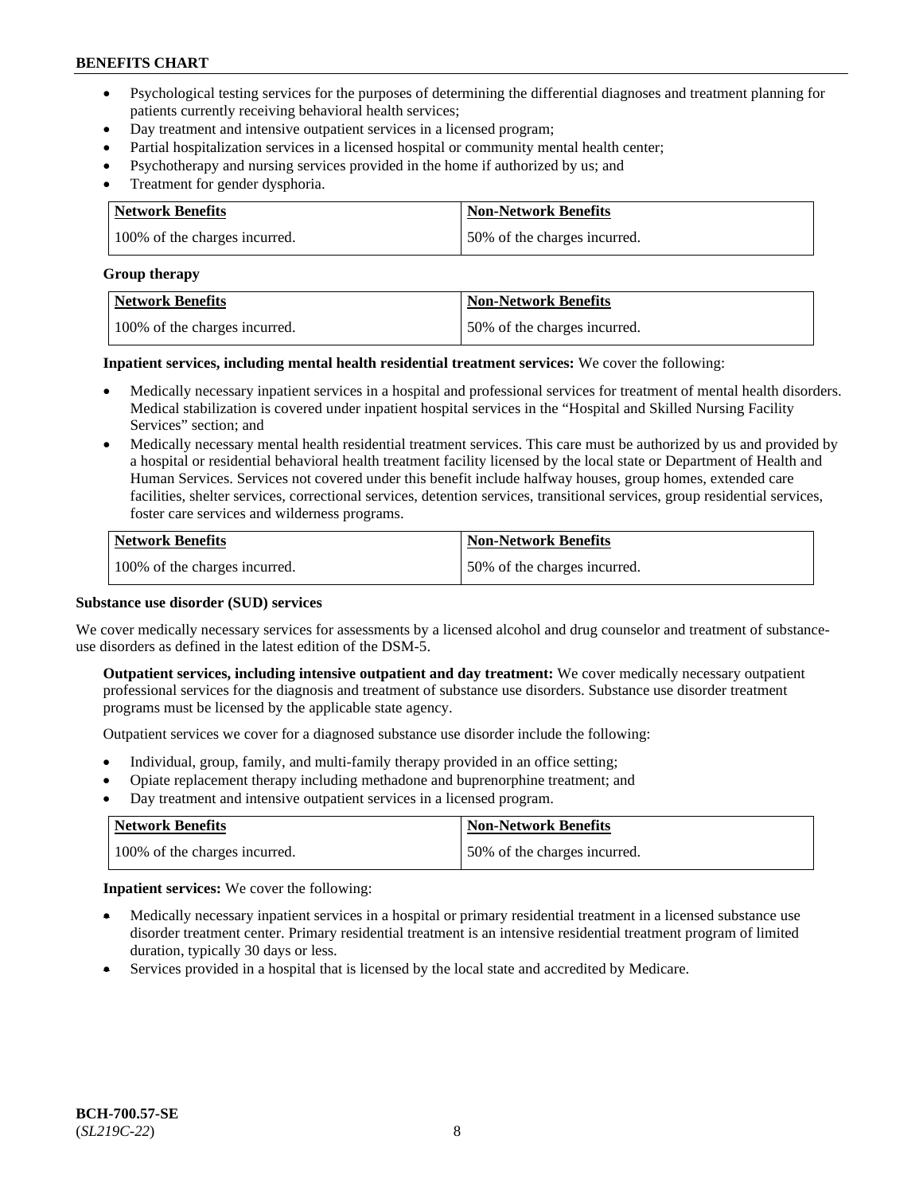- Psychological testing services for the purposes of determining the differential diagnoses and treatment planning for patients currently receiving behavioral health services;
- Day treatment and intensive outpatient services in a licensed program;
- Partial hospitalization services in a licensed hospital or community mental health center;
- Psychotherapy and nursing services provided in the home if authorized by us; and
- Treatment for gender dysphoria.

| Network Benefits | Non-Network Benefits |
|---|---|
| 100% of the charges incurred. | 50% of the charges incurred. |

**Group therapy**

| Network Benefits | Non-Network Benefits |
|---|---|
| 100% of the charges incurred. | 50% of the charges incurred. |

**Inpatient services, including mental health residential treatment services:** We cover the following:

- Medically necessary inpatient services in a hospital and professional services for treatment of mental health disorders. Medical stabilization is covered under inpatient hospital services in the "Hospital and Skilled Nursing Facility Services" section; and
- Medically necessary mental health residential treatment services. This care must be authorized by us and provided by a hospital or residential behavioral health treatment facility licensed by the local state or Department of Health and Human Services. Services not covered under this benefit include halfway houses, group homes, extended care facilities, shelter services, correctional services, detention services, transitional services, group residential services, foster care services and wilderness programs.

| Network Benefits | Non-Network Benefits |
|---|---|
| 100% of the charges incurred. | 50% of the charges incurred. |

**Substance use disorder (SUD) services**

We cover medically necessary services for assessments by a licensed alcohol and drug counselor and treatment of substance-use disorders as defined in the latest edition of the DSM-5.

**Outpatient services, including intensive outpatient and day treatment:** We cover medically necessary outpatient professional services for the diagnosis and treatment of substance use disorders. Substance use disorder treatment programs must be licensed by the applicable state agency.

Outpatient services we cover for a diagnosed substance use disorder include the following:

- Individual, group, family, and multi-family therapy provided in an office setting;
- Opiate replacement therapy including methadone and buprenorphine treatment; and
- Day treatment and intensive outpatient services in a licensed program.

| Network Benefits | Non-Network Benefits |
|---|---|
| 100% of the charges incurred. | 50% of the charges incurred. |

**Inpatient services:** We cover the following:

- Medically necessary inpatient services in a hospital or primary residential treatment in a licensed substance use disorder treatment center. Primary residential treatment is an intensive residential treatment program of limited duration, typically 30 days or less.
- Services provided in a hospital that is licensed by the local state and accredited by Medicare.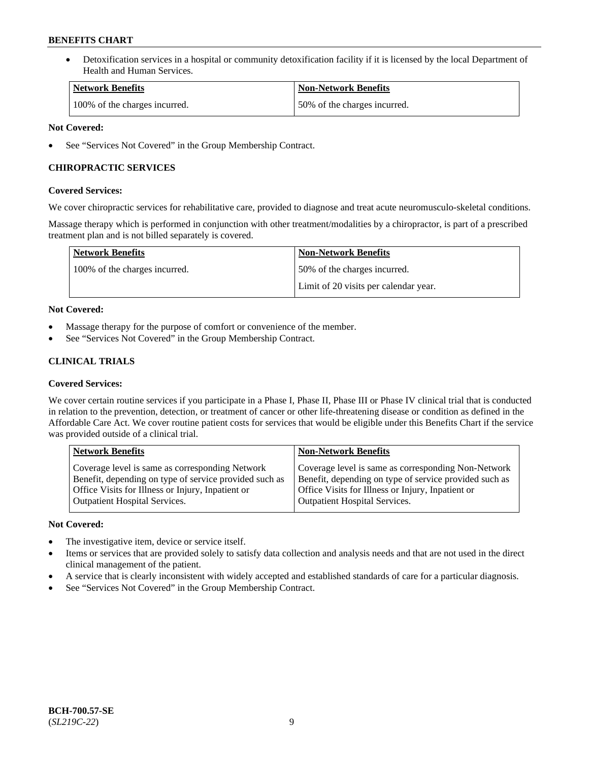- Detoxification services in a hospital or community detoxification facility if it is licensed by the local Department of Health and Human Services.

| Network Benefits | Non-Network Benefits |
| --- | --- |
| 100% of the charges incurred. | 50% of the charges incurred. |

**Not Covered:**

- See "Services Not Covered" in the Group Membership Contract.

### CHIROPRACTIC SERVICES

**Covered Services:**

We cover chiropractic services for rehabilitative care, provided to diagnose and treat acute neuromusculo-skeletal conditions.

Massage therapy which is performed in conjunction with other treatment/modalities by a chiropractor, is part of a prescribed treatment plan and is not billed separately is covered.

| Network Benefits | Non-Network Benefits |
| --- | --- |
| 100% of the charges incurred. | 50% of the charges incurred.<br>Limit of 20 visits per calendar year. |

**Not Covered:**

- Massage therapy for the purpose of comfort or convenience of the member.
- See "Services Not Covered" in the Group Membership Contract.

### CLINICAL TRIALS

**Covered Services:**

We cover certain routine services if you participate in a Phase I, Phase II, Phase III or Phase IV clinical trial that is conducted in relation to the prevention, detection, or treatment of cancer or other life-threatening disease or condition as defined in the Affordable Care Act. We cover routine patient costs for services that would be eligible under this Benefits Chart if the service was provided outside of a clinical trial.

| Network Benefits | Non-Network Benefits |
| --- | --- |
| Coverage level is same as corresponding Network Benefit, depending on type of service provided such as Office Visits for Illness or Injury, Inpatient or Outpatient Hospital Services. | Coverage level is same as corresponding Non-Network Benefit, depending on type of service provided such as Office Visits for Illness or Injury, Inpatient or Outpatient Hospital Services. |

**Not Covered:**

- The investigative item, device or service itself.
- Items or services that are provided solely to satisfy data collection and analysis needs and that are not used in the direct clinical management of the patient.
- A service that is clearly inconsistent with widely accepted and established standards of care for a particular diagnosis.
- See "Services Not Covered" in the Group Membership Contract.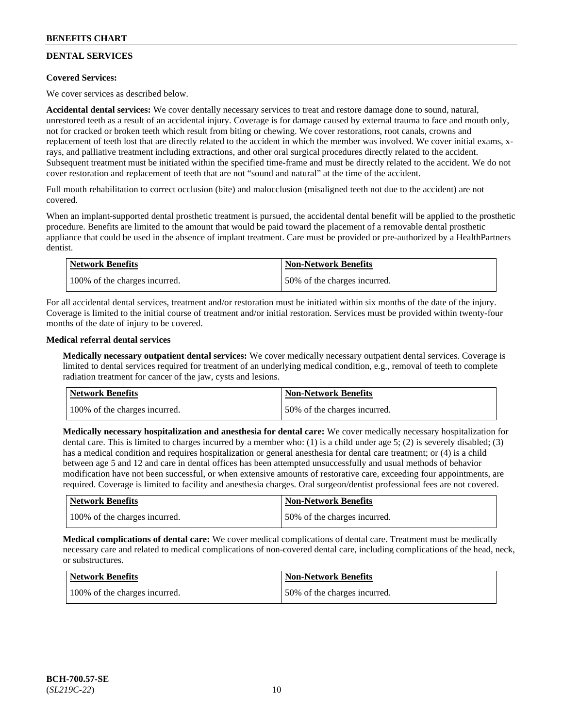## DENTAL SERVICES

**Covered Services:**

We cover services as described below.

**Accidental dental services:** We cover dentally necessary services to treat and restore damage done to sound, natural, unrestored teeth as a result of an accidental injury. Coverage is for damage caused by external trauma to face and mouth only, not for cracked or broken teeth which result from biting or chewing. We cover restorations, root canals, crowns and replacement of teeth lost that are directly related to the accident in which the member was involved. We cover initial exams, x-rays, and palliative treatment including extractions, and other oral surgical procedures directly related to the accident. Subsequent treatment must be initiated within the specified time-frame and must be directly related to the accident. We do not cover restoration and replacement of teeth that are not "sound and natural" at the time of the accident.

Full mouth rehabilitation to correct occlusion (bite) and malocclusion (misaligned teeth not due to the accident) are not covered.

When an implant-supported dental prosthetic treatment is pursued, the accidental dental benefit will be applied to the prosthetic procedure. Benefits are limited to the amount that would be paid toward the placement of a removable dental prosthetic appliance that could be used in the absence of implant treatment. Care must be provided or pre-authorized by a HealthPartners dentist.

| Network Benefits | Non-Network Benefits |
|---|---|
| 100% of the charges incurred. | 50% of the charges incurred. |

For all accidental dental services, treatment and/or restoration must be initiated within six months of the date of the injury. Coverage is limited to the initial course of treatment and/or initial restoration. Services must be provided within twenty-four months of the date of injury to be covered.

**Medical referral dental services**

**Medically necessary outpatient dental services:** We cover medically necessary outpatient dental services. Coverage is limited to dental services required for treatment of an underlying medical condition, e.g., removal of teeth to complete radiation treatment for cancer of the jaw, cysts and lesions.

| Network Benefits | Non-Network Benefits |
|---|---|
| 100% of the charges incurred. | 50% of the charges incurred. |

**Medically necessary hospitalization and anesthesia for dental care:** We cover medically necessary hospitalization for dental care. This is limited to charges incurred by a member who: (1) is a child under age 5; (2) is severely disabled; (3) has a medical condition and requires hospitalization or general anesthesia for dental care treatment; or (4) is a child between age 5 and 12 and care in dental offices has been attempted unsuccessfully and usual methods of behavior modification have not been successful, or when extensive amounts of restorative care, exceeding four appointments, are required. Coverage is limited to facility and anesthesia charges. Oral surgeon/dentist professional fees are not covered.

| Network Benefits | Non-Network Benefits |
|---|---|
| 100% of the charges incurred. | 50% of the charges incurred. |

**Medical complications of dental care:** We cover medical complications of dental care. Treatment must be medically necessary care and related to medical complications of non-covered dental care, including complications of the head, neck, or substructures.

| Network Benefits | Non-Network Benefits |
|---|---|
| 100% of the charges incurred. | 50% of the charges incurred. |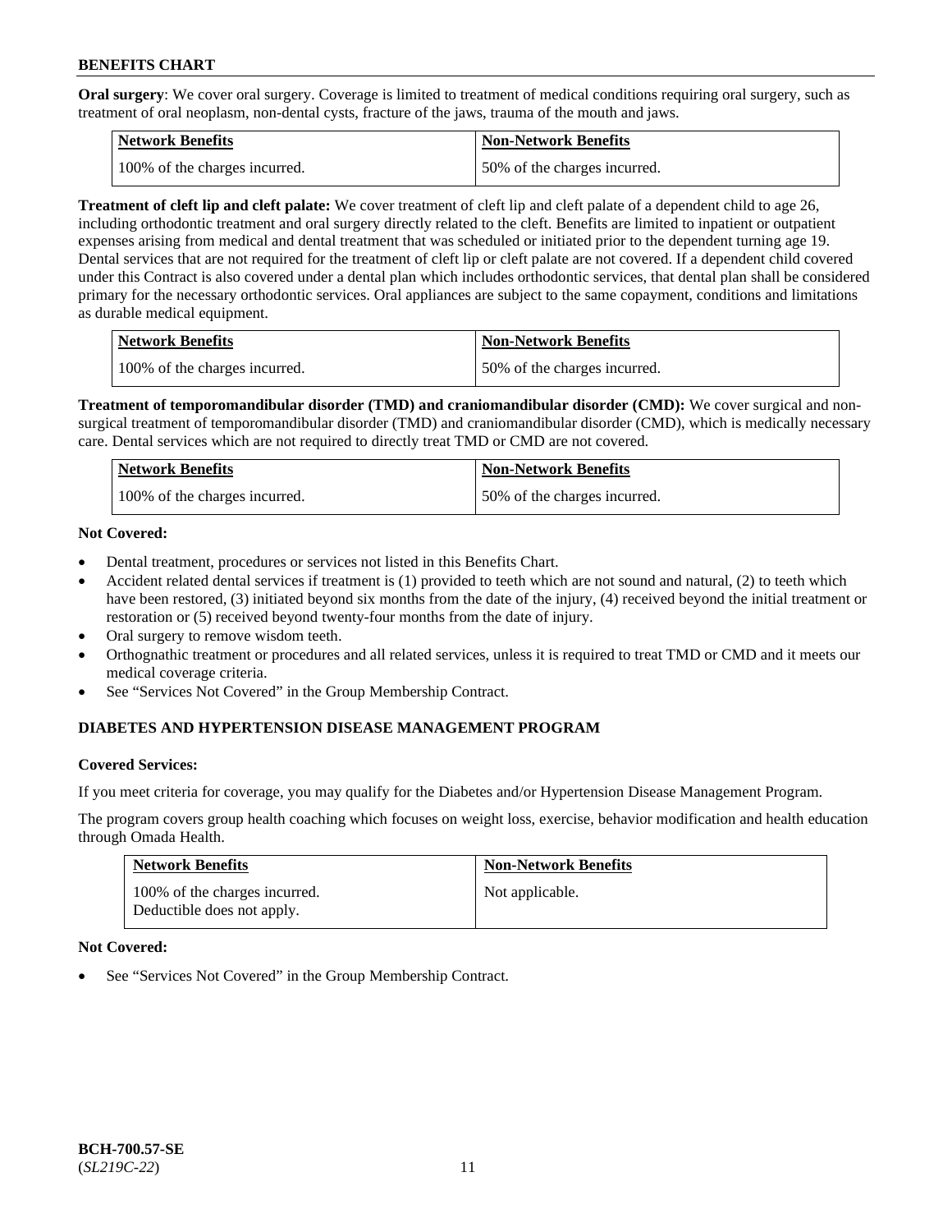**Oral surgery**: We cover oral surgery. Coverage is limited to treatment of medical conditions requiring oral surgery, such as treatment of oral neoplasm, non-dental cysts, fracture of the jaws, trauma of the mouth and jaws.

| Network Benefits | Non-Network Benefits |
| --- | --- |
| 100% of the charges incurred. | 50% of the charges incurred. |

**Treatment of cleft lip and cleft palate:** We cover treatment of cleft lip and cleft palate of a dependent child to age 26, including orthodontic treatment and oral surgery directly related to the cleft. Benefits are limited to inpatient or outpatient expenses arising from medical and dental treatment that was scheduled or initiated prior to the dependent turning age 19. Dental services that are not required for the treatment of cleft lip or cleft palate are not covered. If a dependent child covered under this Contract is also covered under a dental plan which includes orthodontic services, that dental plan shall be considered primary for the necessary orthodontic services. Oral appliances are subject to the same copayment, conditions and limitations as durable medical equipment.

| Network Benefits | Non-Network Benefits |
| --- | --- |
| 100% of the charges incurred. | 50% of the charges incurred. |

**Treatment of temporomandibular disorder (TMD) and craniomandibular disorder (CMD):** We cover surgical and non-surgical treatment of temporomandibular disorder (TMD) and craniomandibular disorder (CMD), which is medically necessary care. Dental services which are not required to directly treat TMD or CMD are not covered.

| Network Benefits | Non-Network Benefits |
| --- | --- |
| 100% of the charges incurred. | 50% of the charges incurred. |

**Not Covered:**

- Dental treatment, procedures or services not listed in this Benefits Chart.
- Accident related dental services if treatment is (1) provided to teeth which are not sound and natural, (2) to teeth which have been restored, (3) initiated beyond six months from the date of the injury, (4) received beyond the initial treatment or restoration or (5) received beyond twenty-four months from the date of injury.
- Oral surgery to remove wisdom teeth.
- Orthognathic treatment or procedures and all related services, unless it is required to treat TMD or CMD and it meets our medical coverage criteria.
- See "Services Not Covered" in the Group Membership Contract.

## DIABETES AND HYPERTENSION DISEASE MANAGEMENT PROGRAM

**Covered Services:**

If you meet criteria for coverage, you may qualify for the Diabetes and/or Hypertension Disease Management Program.

The program covers group health coaching which focuses on weight loss, exercise, behavior modification and health education through Omada Health.

| Network Benefits | Non-Network Benefits |
| --- | --- |
| 100% of the charges incurred. Deductible does not apply. | Not applicable. |

**Not Covered:**

- See "Services Not Covered" in the Group Membership Contract.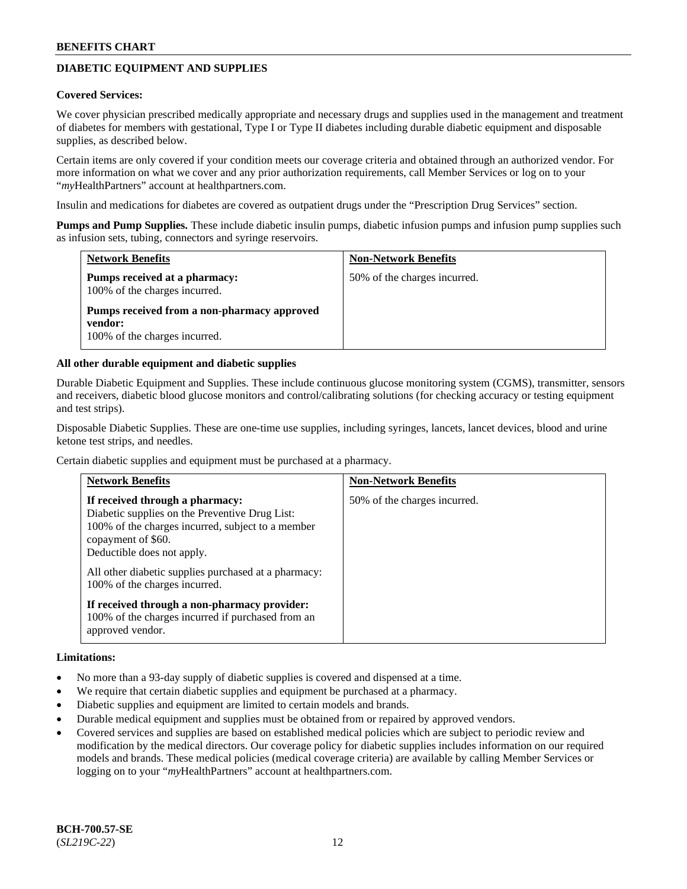## DIABETIC EQUIPMENT AND SUPPLIES

**Covered Services:**

We cover physician prescribed medically appropriate and necessary drugs and supplies used in the management and treatment of diabetes for members with gestational, Type I or Type II diabetes including durable diabetic equipment and disposable supplies, as described below.

Certain items are only covered if your condition meets our coverage criteria and obtained through an authorized vendor. For more information on what we cover and any prior authorization requirements, call Member Services or log on to your "*my*HealthPartners" account at healthpartners.com.

Insulin and medications for diabetes are covered as outpatient drugs under the "Prescription Drug Services" section.

**Pumps and Pump Supplies.** These include diabetic insulin pumps, diabetic infusion pumps and infusion pump supplies such as infusion sets, tubing, connectors and syringe reservoirs.

| Network Benefits | Non-Network Benefits |
|---|---|
| **Pumps received at a pharmacy:**<br>100% of the charges incurred.<br><br>**Pumps received from a non-pharmacy approved vendor:**<br>100% of the charges incurred. | 50% of the charges incurred. |

**All other durable equipment and diabetic supplies**

Durable Diabetic Equipment and Supplies. These include continuous glucose monitoring system (CGMS), transmitter, sensors and receivers, diabetic blood glucose monitors and control/calibrating solutions (for checking accuracy or testing equipment and test strips).

Disposable Diabetic Supplies. These are one-time use supplies, including syringes, lancets, lancet devices, blood and urine ketone test strips, and needles.

Certain diabetic supplies and equipment must be purchased at a pharmacy.

| Network Benefits | Non-Network Benefits |
|---|---|
| **If received through a pharmacy:**<br>Diabetic supplies on the Preventive Drug List:<br>100% of the charges incurred, subject to a member copayment of $60.<br>Deductible does not apply.<br><br>All other diabetic supplies purchased at a pharmacy:<br>100% of the charges incurred.<br><br>**If received through a non-pharmacy provider:**<br>100% of the charges incurred if purchased from an approved vendor. | 50% of the charges incurred. |

**Limitations:**

- No more than a 93-day supply of diabetic supplies is covered and dispensed at a time.
- We require that certain diabetic supplies and equipment be purchased at a pharmacy.
- Diabetic supplies and equipment are limited to certain models and brands.
- Durable medical equipment and supplies must be obtained from or repaired by approved vendors.
- Covered services and supplies are based on established medical policies which are subject to periodic review and modification by the medical directors. Our coverage policy for diabetic supplies includes information on our required models and brands. These medical policies (medical coverage criteria) are available by calling Member Services or logging on to your "*my*HealthPartners" account at healthpartners.com.

**BCH-700.57-SE**
(*SL219C-22*)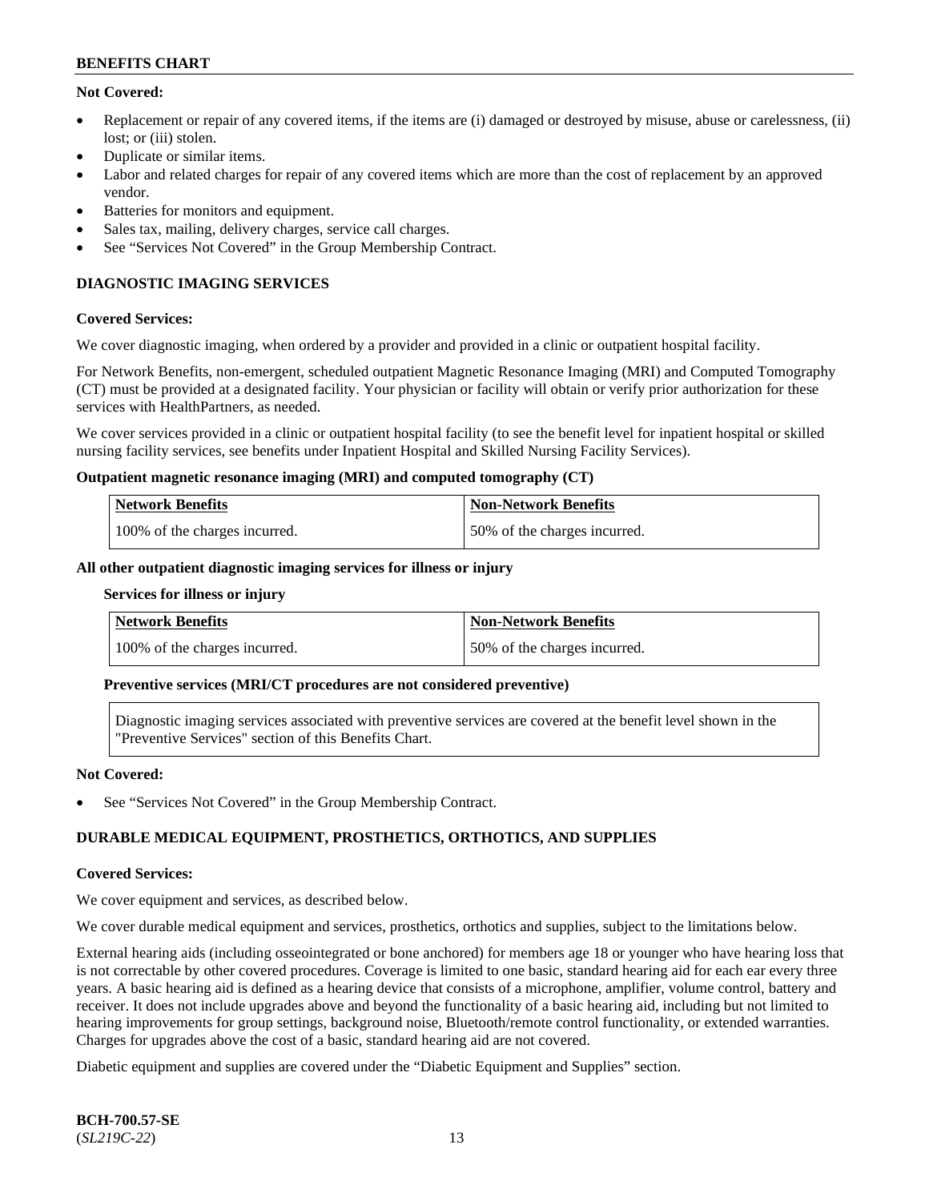**Not Covered:**

- Replacement or repair of any covered items, if the items are (i) damaged or destroyed by misuse, abuse or carelessness, (ii) lost; or (iii) stolen.
- Duplicate or similar items.
- Labor and related charges for repair of any covered items which are more than the cost of replacement by an approved vendor.
- Batteries for monitors and equipment.
- Sales tax, mailing, delivery charges, service call charges.
- See "Services Not Covered" in the Group Membership Contract.

## DIAGNOSTIC IMAGING SERVICES

**Covered Services:**

We cover diagnostic imaging, when ordered by a provider and provided in a clinic or outpatient hospital facility.

For Network Benefits, non-emergent, scheduled outpatient Magnetic Resonance Imaging (MRI) and Computed Tomography (CT) must be provided at a designated facility. Your physician or facility will obtain or verify prior authorization for these services with HealthPartners, as needed.

We cover services provided in a clinic or outpatient hospital facility (to see the benefit level for inpatient hospital or skilled nursing facility services, see benefits under Inpatient Hospital and Skilled Nursing Facility Services).

**Outpatient magnetic resonance imaging (MRI) and computed tomography (CT)**

| Network Benefits | Non-Network Benefits |
|---|---|
| 100% of the charges incurred. | 50% of the charges incurred. |

**All other outpatient diagnostic imaging services for illness or injury**

**Services for illness or injury**

| Network Benefits | Non-Network Benefits |
|---|---|
| 100% of the charges incurred. | 50% of the charges incurred. |

**Preventive services (MRI/CT procedures are not considered preventive)**

Diagnostic imaging services associated with preventive services are covered at the benefit level shown in the "Preventive Services" section of this Benefits Chart.

**Not Covered:**

- See "Services Not Covered" in the Group Membership Contract.

## DURABLE MEDICAL EQUIPMENT, PROSTHETICS, ORTHOTICS, AND SUPPLIES

**Covered Services:**

We cover equipment and services, as described below.

We cover durable medical equipment and services, prosthetics, orthotics and supplies, subject to the limitations below.

External hearing aids (including osseointegrated or bone anchored) for members age 18 or younger who have hearing loss that is not correctable by other covered procedures. Coverage is limited to one basic, standard hearing aid for each ear every three years. A basic hearing aid is defined as a hearing device that consists of a microphone, amplifier, volume control, battery and receiver. It does not include upgrades above and beyond the functionality of a basic hearing aid, including but not limited to hearing improvements for group settings, background noise, Bluetooth/remote control functionality, or extended warranties. Charges for upgrades above the cost of a basic, standard hearing aid are not covered.

Diabetic equipment and supplies are covered under the "Diabetic Equipment and Supplies" section.

**BCH-700.57-SE**
(*SL219C-22*)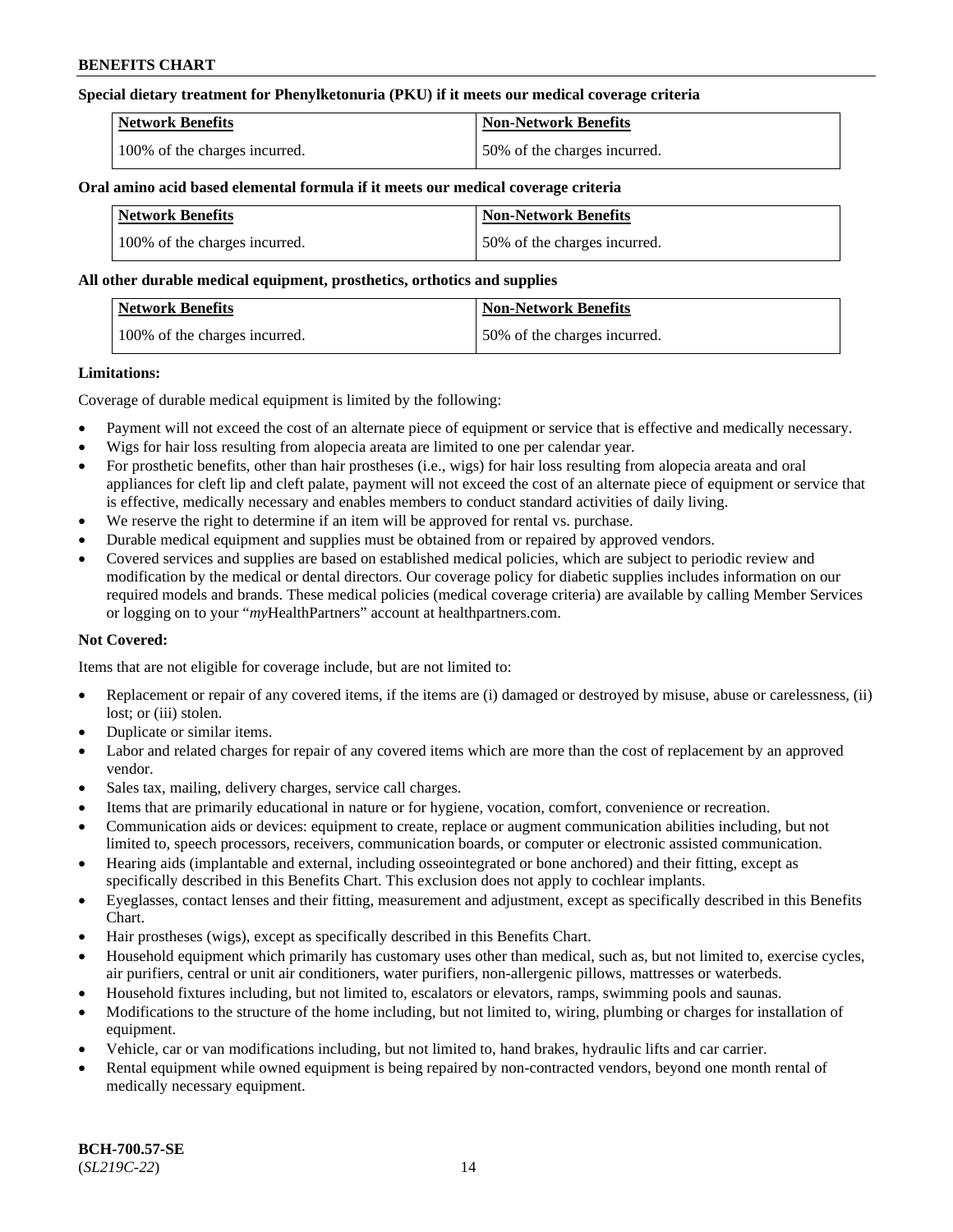**Special dietary treatment for Phenylketonuria (PKU) if it meets our medical coverage criteria**

| Network Benefits | Non-Network Benefits |
|---|---|
| 100% of the charges incurred. | 50% of the charges incurred. |

**Oral amino acid based elemental formula if it meets our medical coverage criteria**

| Network Benefits | Non-Network Benefits |
|---|---|
| 100% of the charges incurred. | 50% of the charges incurred. |

**All other durable medical equipment, prosthetics, orthotics and supplies**

| Network Benefits | Non-Network Benefits |
|---|---|
| 100% of the charges incurred. | 50% of the charges incurred. |

**Limitations:**

Coverage of durable medical equipment is limited by the following:

- Payment will not exceed the cost of an alternate piece of equipment or service that is effective and medically necessary.
- Wigs for hair loss resulting from alopecia areata are limited to one per calendar year.
- For prosthetic benefits, other than hair prostheses (i.e., wigs) for hair loss resulting from alopecia areata and oral appliances for cleft lip and cleft palate, payment will not exceed the cost of an alternate piece of equipment or service that is effective, medically necessary and enables members to conduct standard activities of daily living.
- We reserve the right to determine if an item will be approved for rental vs. purchase.
- Durable medical equipment and supplies must be obtained from or repaired by approved vendors.
- Covered services and supplies are based on established medical policies, which are subject to periodic review and modification by the medical or dental directors. Our coverage policy for diabetic supplies includes information on our required models and brands. These medical policies (medical coverage criteria) are available by calling Member Services or logging on to your "*my*HealthPartners" account at healthpartners.com.

**Not Covered:**

Items that are not eligible for coverage include, but are not limited to:

- Replacement or repair of any covered items, if the items are (i) damaged or destroyed by misuse, abuse or carelessness, (ii) lost; or (iii) stolen.
- Duplicate or similar items.
- Labor and related charges for repair of any covered items which are more than the cost of replacement by an approved vendor.
- Sales tax, mailing, delivery charges, service call charges.
- Items that are primarily educational in nature or for hygiene, vocation, comfort, convenience or recreation.
- Communication aids or devices: equipment to create, replace or augment communication abilities including, but not limited to, speech processors, receivers, communication boards, or computer or electronic assisted communication.
- Hearing aids (implantable and external, including osseointegrated or bone anchored) and their fitting, except as specifically described in this Benefits Chart. This exclusion does not apply to cochlear implants.
- Eyeglasses, contact lenses and their fitting, measurement and adjustment, except as specifically described in this Benefits Chart.
- Hair prostheses (wigs), except as specifically described in this Benefits Chart.
- Household equipment which primarily has customary uses other than medical, such as, but not limited to, exercise cycles, air purifiers, central or unit air conditioners, water purifiers, non-allergenic pillows, mattresses or waterbeds.
- Household fixtures including, but not limited to, escalators or elevators, ramps, swimming pools and saunas.
- Modifications to the structure of the home including, but not limited to, wiring, plumbing or charges for installation of equipment.
- Vehicle, car or van modifications including, but not limited to, hand brakes, hydraulic lifts and car carrier.
- Rental equipment while owned equipment is being repaired by non-contracted vendors, beyond one month rental of medically necessary equipment.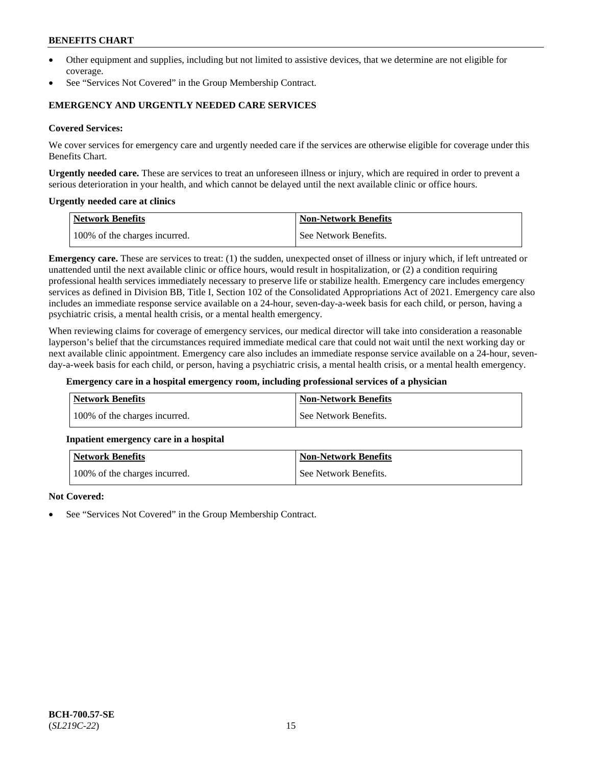- Other equipment and supplies, including but not limited to assistive devices, that we determine are not eligible for coverage.
- See "Services Not Covered" in the Group Membership Contract.

## EMERGENCY AND URGENTLY NEEDED CARE SERVICES

**Covered Services:**

We cover services for emergency care and urgently needed care if the services are otherwise eligible for coverage under this Benefits Chart.

**Urgently needed care.** These are services to treat an unforeseen illness or injury, which are required in order to prevent a serious deterioration in your health, and which cannot be delayed until the next available clinic or office hours.

**Urgently needed care at clinics**

| Network Benefits | Non-Network Benefits |
|---|---|
| 100% of the charges incurred. | See Network Benefits. |

**Emergency care.** These are services to treat: (1) the sudden, unexpected onset of illness or injury which, if left untreated or unattended until the next available clinic or office hours, would result in hospitalization, or (2) a condition requiring professional health services immediately necessary to preserve life or stabilize health. Emergency care includes emergency services as defined in Division BB, Title I, Section 102 of the Consolidated Appropriations Act of 2021. Emergency care also includes an immediate response service available on a 24-hour, seven-day-a-week basis for each child, or person, having a psychiatric crisis, a mental health crisis, or a mental health emergency.

When reviewing claims for coverage of emergency services, our medical director will take into consideration a reasonable layperson's belief that the circumstances required immediate medical care that could not wait until the next working day or next available clinic appointment. Emergency care also includes an immediate response service available on a 24-hour, seven-day-a-week basis for each child, or person, having a psychiatric crisis, a mental health crisis, or a mental health emergency.

**Emergency care in a hospital emergency room, including professional services of a physician**

| Network Benefits | Non-Network Benefits |
|---|---|
| 100% of the charges incurred. | See Network Benefits. |

**Inpatient emergency care in a hospital**

| Network Benefits | Non-Network Benefits |
|---|---|
| 100% of the charges incurred. | See Network Benefits. |

**Not Covered:**

- See "Services Not Covered" in the Group Membership Contract.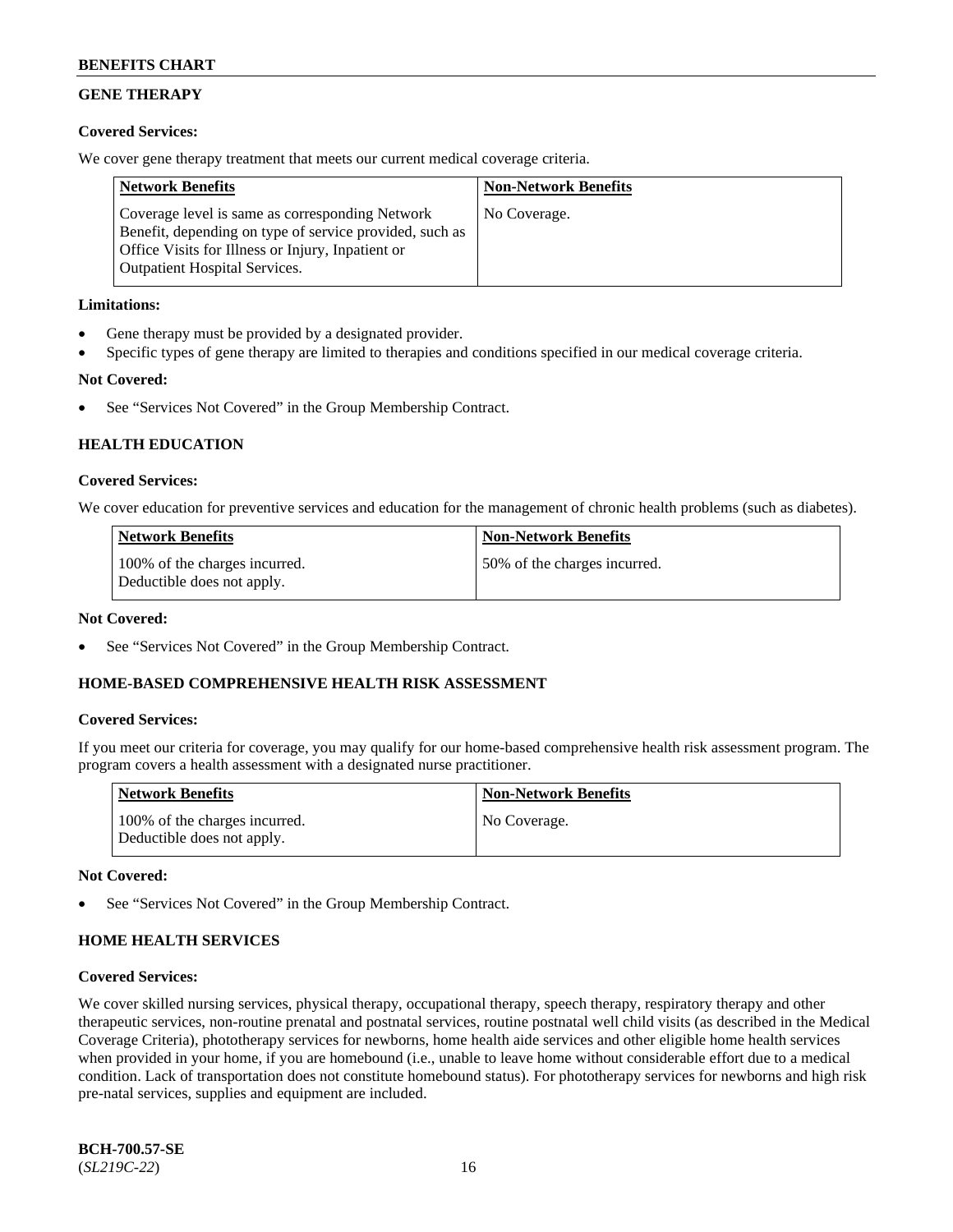## GENE THERAPY

**Covered Services:**

We cover gene therapy treatment that meets our current medical coverage criteria.

| Network Benefits | Non-Network Benefits |
| --- | --- |
| Coverage level is same as corresponding Network Benefit, depending on type of service provided, such as Office Visits for Illness or Injury, Inpatient or Outpatient Hospital Services. | No Coverage. |

**Limitations:**

- Gene therapy must be provided by a designated provider.
- Specific types of gene therapy are limited to therapies and conditions specified in our medical coverage criteria.

**Not Covered:**

- See "Services Not Covered" in the Group Membership Contract.

## HEALTH EDUCATION

**Covered Services:**

We cover education for preventive services and education for the management of chronic health problems (such as diabetes).

| Network Benefits | Non-Network Benefits |
| --- | --- |
| 100% of the charges incurred. Deductible does not apply. | 50% of the charges incurred. |

**Not Covered:**

- See "Services Not Covered" in the Group Membership Contract.

## HOME-BASED COMPREHENSIVE HEALTH RISK ASSESSMENT

**Covered Services:**

If you meet our criteria for coverage, you may qualify for our home-based comprehensive health risk assessment program. The program covers a health assessment with a designated nurse practitioner.

| Network Benefits | Non-Network Benefits |
| --- | --- |
| 100% of the charges incurred. Deductible does not apply. | No Coverage. |

**Not Covered:**

- See "Services Not Covered" in the Group Membership Contract.

## HOME HEALTH SERVICES

**Covered Services:**

We cover skilled nursing services, physical therapy, occupational therapy, speech therapy, respiratory therapy and other therapeutic services, non-routine prenatal and postnatal services, routine postnatal well child visits (as described in the Medical Coverage Criteria), phototherapy services for newborns, home health aide services and other eligible home health services when provided in your home, if you are homebound (i.e., unable to leave home without considerable effort due to a medical condition. Lack of transportation does not constitute homebound status). For phototherapy services for newborns and high risk pre-natal services, supplies and equipment are included.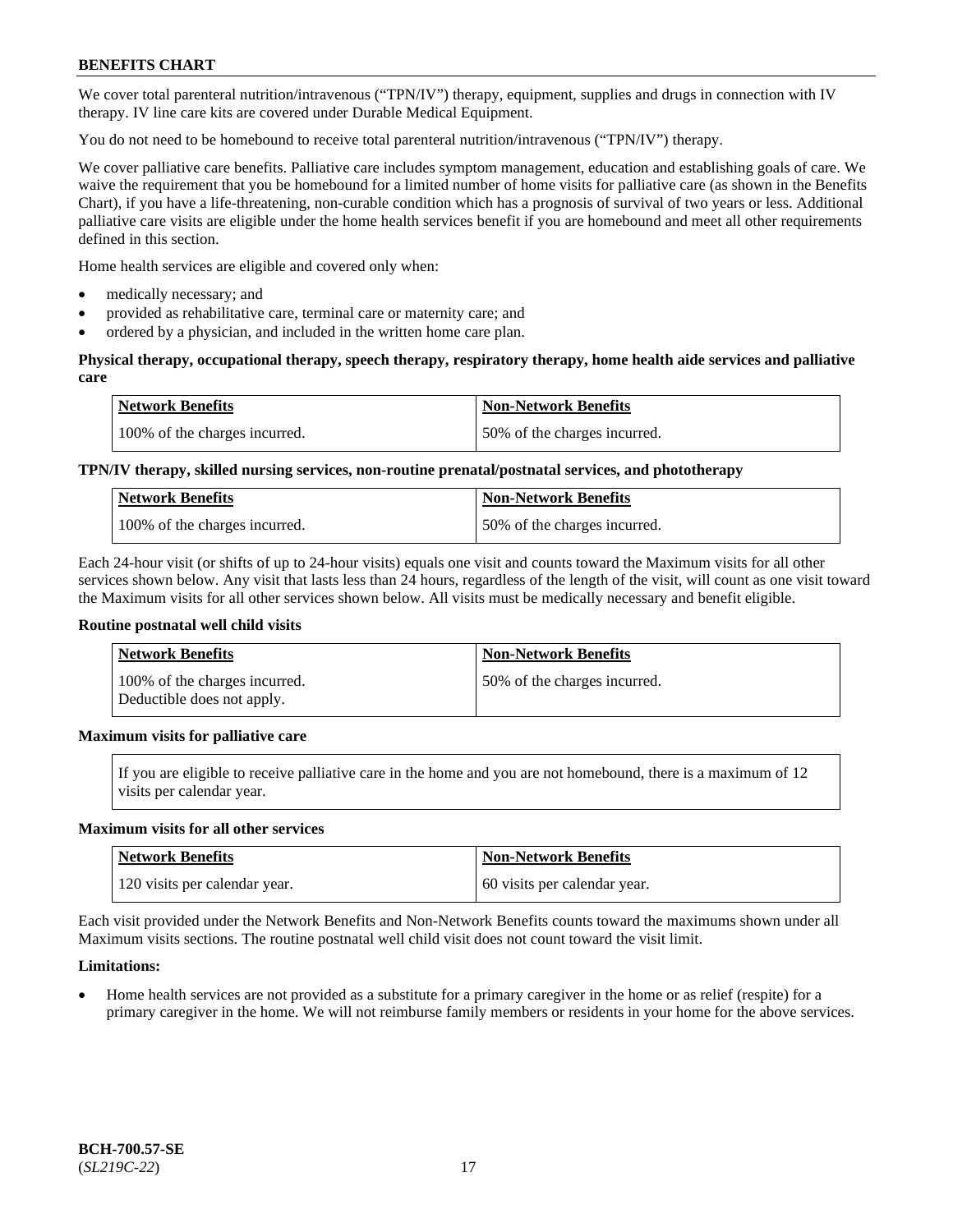We cover total parenteral nutrition/intravenous ("TPN/IV") therapy, equipment, supplies and drugs in connection with IV therapy. IV line care kits are covered under Durable Medical Equipment.

You do not need to be homebound to receive total parenteral nutrition/intravenous ("TPN/IV") therapy.

We cover palliative care benefits. Palliative care includes symptom management, education and establishing goals of care. We waive the requirement that you be homebound for a limited number of home visits for palliative care (as shown in the Benefits Chart), if you have a life-threatening, non-curable condition which has a prognosis of survival of two years or less. Additional palliative care visits are eligible under the home health services benefit if you are homebound and meet all other requirements defined in this section.

Home health services are eligible and covered only when:

- medically necessary; and
- provided as rehabilitative care, terminal care or maternity care; and
- ordered by a physician, and included in the written home care plan.

**Physical therapy, occupational therapy, speech therapy, respiratory therapy, home health aide services and palliative care**

| Network Benefits | Non-Network Benefits |
|---|---|
| 100% of the charges incurred. | 50% of the charges incurred. |

**TPN/IV therapy, skilled nursing services, non-routine prenatal/postnatal services, and phototherapy**

| Network Benefits | Non-Network Benefits |
|---|---|
| 100% of the charges incurred. | 50% of the charges incurred. |

Each 24-hour visit (or shifts of up to 24-hour visits) equals one visit and counts toward the Maximum visits for all other services shown below. Any visit that lasts less than 24 hours, regardless of the length of the visit, will count as one visit toward the Maximum visits for all other services shown below. All visits must be medically necessary and benefit eligible.

**Routine postnatal well child visits**

| Network Benefits | Non-Network Benefits |
|---|---|
| 100% of the charges incurred. Deductible does not apply. | 50% of the charges incurred. |

**Maximum visits for palliative care**

| If you are eligible to receive palliative care in the home and you are not homebound, there is a maximum of 12 visits per calendar year. |
|---|

**Maximum visits for all other services**

| Network Benefits | Non-Network Benefits |
|---|---|
| 120 visits per calendar year. | 60 visits per calendar year. |

Each visit provided under the Network Benefits and Non-Network Benefits counts toward the maximums shown under all Maximum visits sections. The routine postnatal well child visit does not count toward the visit limit.

**Limitations:**

- Home health services are not provided as a substitute for a primary caregiver in the home or as relief (respite) for a primary caregiver in the home. We will not reimburse family members or residents in your home for the above services.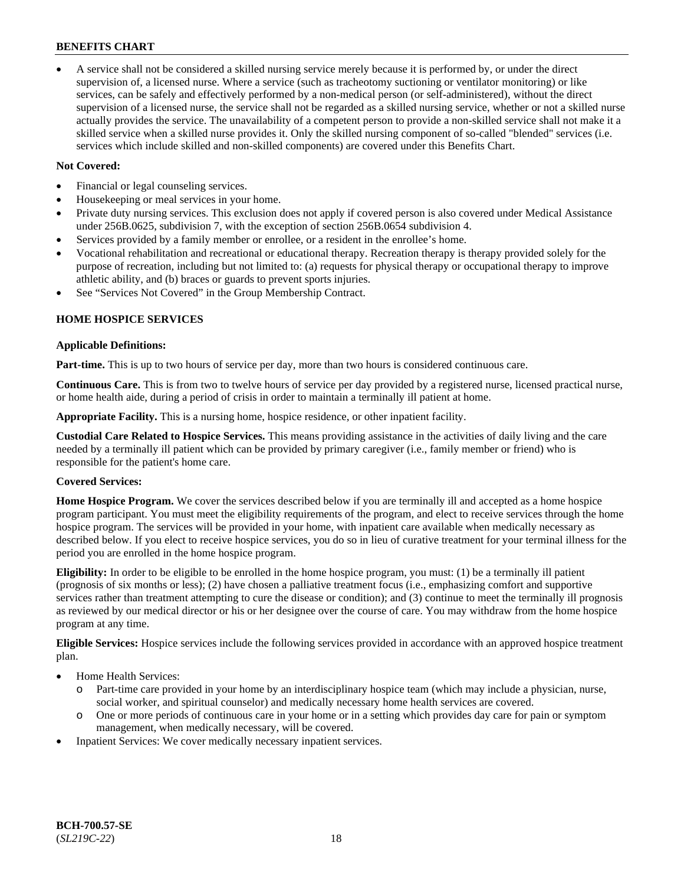- A service shall not be considered a skilled nursing service merely because it is performed by, or under the direct supervision of, a licensed nurse. Where a service (such as tracheotomy suctioning or ventilator monitoring) or like services, can be safely and effectively performed by a non-medical person (or self-administered), without the direct supervision of a licensed nurse, the service shall not be regarded as a skilled nursing service, whether or not a skilled nurse actually provides the service. The unavailability of a competent person to provide a non-skilled service shall not make it a skilled service when a skilled nurse provides it. Only the skilled nursing component of so-called "blended" services (i.e. services which include skilled and non-skilled components) are covered under this Benefits Chart.

**Not Covered:**

- Financial or legal counseling services.
- Housekeeping or meal services in your home.
- Private duty nursing services. This exclusion does not apply if covered person is also covered under Medical Assistance under 256B.0625, subdivision 7, with the exception of section 256B.0654 subdivision 4.
- Services provided by a family member or enrollee, or a resident in the enrollee's home.
- Vocational rehabilitation and recreational or educational therapy. Recreation therapy is therapy provided solely for the purpose of recreation, including but not limited to: (a) requests for physical therapy or occupational therapy to improve athletic ability, and (b) braces or guards to prevent sports injuries.
- See "Services Not Covered" in the Group Membership Contract.

## HOME HOSPICE SERVICES

**Applicable Definitions:**

**Part-time.** This is up to two hours of service per day, more than two hours is considered continuous care.

**Continuous Care.** This is from two to twelve hours of service per day provided by a registered nurse, licensed practical nurse, or home health aide, during a period of crisis in order to maintain a terminally ill patient at home.

**Appropriate Facility.** This is a nursing home, hospice residence, or other inpatient facility.

**Custodial Care Related to Hospice Services.** This means providing assistance in the activities of daily living and the care needed by a terminally ill patient which can be provided by primary caregiver (i.e., family member or friend) who is responsible for the patient's home care.

**Covered Services:**

**Home Hospice Program.** We cover the services described below if you are terminally ill and accepted as a home hospice program participant. You must meet the eligibility requirements of the program, and elect to receive services through the home hospice program. The services will be provided in your home, with inpatient care available when medically necessary as described below. If you elect to receive hospice services, you do so in lieu of curative treatment for your terminal illness for the period you are enrolled in the home hospice program.

**Eligibility:** In order to be eligible to be enrolled in the home hospice program, you must: (1) be a terminally ill patient (prognosis of six months or less); (2) have chosen a palliative treatment focus (i.e., emphasizing comfort and supportive services rather than treatment attempting to cure the disease or condition); and (3) continue to meet the terminally ill prognosis as reviewed by our medical director or his or her designee over the course of care. You may withdraw from the home hospice program at any time.

**Eligible Services:** Hospice services include the following services provided in accordance with an approved hospice treatment plan.

- Home Health Services:
  - Part-time care provided in your home by an interdisciplinary hospice team (which may include a physician, nurse, social worker, and spiritual counselor) and medically necessary home health services are covered.
  - One or more periods of continuous care in your home or in a setting which provides day care for pain or symptom management, when medically necessary, will be covered.
- Inpatient Services: We cover medically necessary inpatient services.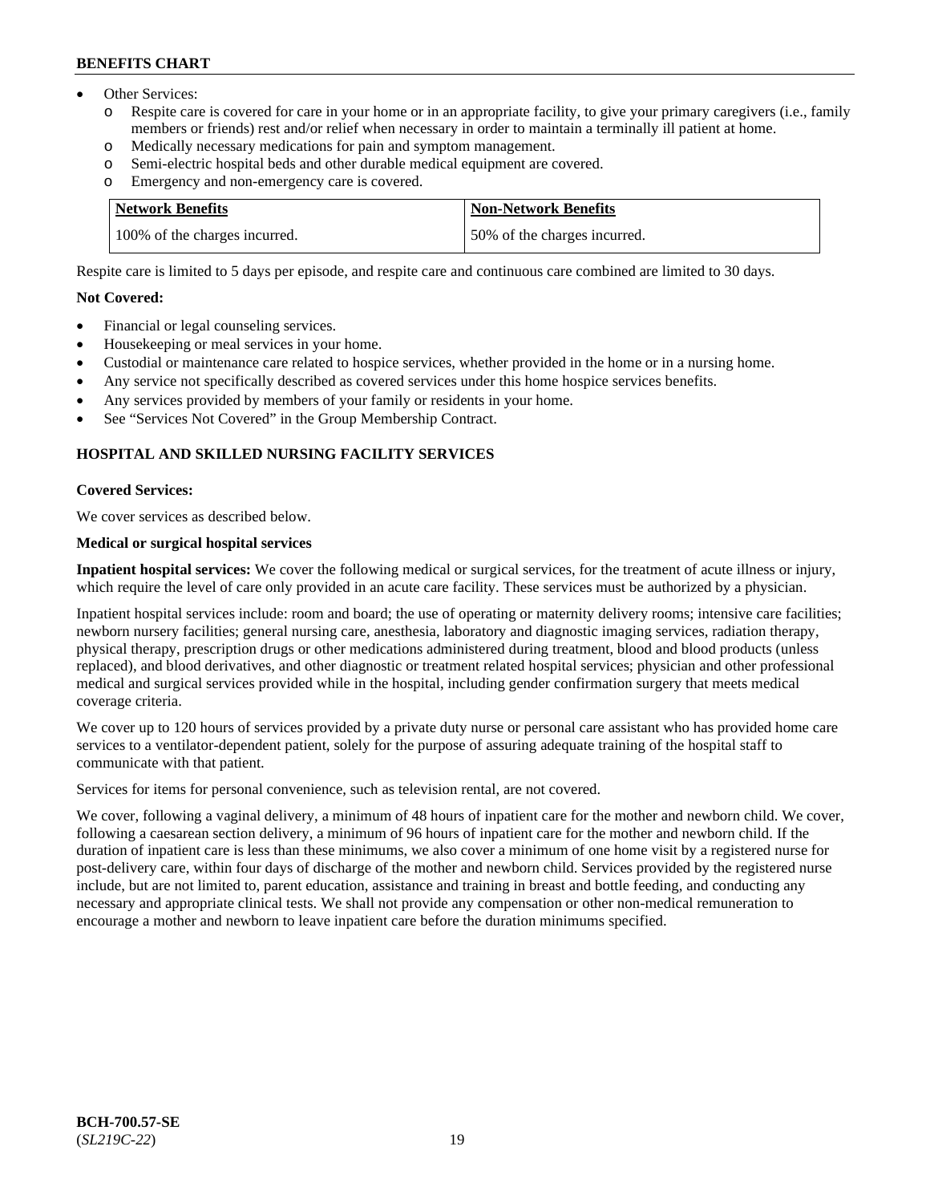- Other Services:
  - Respite care is covered for care in your home or in an appropriate facility, to give your primary caregivers (i.e., family members or friends) rest and/or relief when necessary in order to maintain a terminally ill patient at home.
  - Medically necessary medications for pain and symptom management.
  - Semi-electric hospital beds and other durable medical equipment are covered.
  - Emergency and non-emergency care is covered.

| Network Benefits | Non-Network Benefits |
|---|---|
| 100% of the charges incurred. | 50% of the charges incurred. |

Respite care is limited to 5 days per episode, and respite care and continuous care combined are limited to 30 days.

**Not Covered:**

- Financial or legal counseling services.
- Housekeeping or meal services in your home.
- Custodial or maintenance care related to hospice services, whether provided in the home or in a nursing home.
- Any service not specifically described as covered services under this home hospice services benefits.
- Any services provided by members of your family or residents in your home.
- See "Services Not Covered" in the Group Membership Contract.

## HOSPITAL AND SKILLED NURSING FACILITY SERVICES

**Covered Services:**

We cover services as described below.

**Medical or surgical hospital services**

**Inpatient hospital services:** We cover the following medical or surgical services, for the treatment of acute illness or injury, which require the level of care only provided in an acute care facility. These services must be authorized by a physician.

Inpatient hospital services include: room and board; the use of operating or maternity delivery rooms; intensive care facilities; newborn nursery facilities; general nursing care, anesthesia, laboratory and diagnostic imaging services, radiation therapy, physical therapy, prescription drugs or other medications administered during treatment, blood and blood products (unless replaced), and blood derivatives, and other diagnostic or treatment related hospital services; physician and other professional medical and surgical services provided while in the hospital, including gender confirmation surgery that meets medical coverage criteria.

We cover up to 120 hours of services provided by a private duty nurse or personal care assistant who has provided home care services to a ventilator-dependent patient, solely for the purpose of assuring adequate training of the hospital staff to communicate with that patient.

Services for items for personal convenience, such as television rental, are not covered.

We cover, following a vaginal delivery, a minimum of 48 hours of inpatient care for the mother and newborn child. We cover, following a caesarean section delivery, a minimum of 96 hours of inpatient care for the mother and newborn child. If the duration of inpatient care is less than these minimums, we also cover a minimum of one home visit by a registered nurse for post-delivery care, within four days of discharge of the mother and newborn child. Services provided by the registered nurse include, but are not limited to, parent education, assistance and training in breast and bottle feeding, and conducting any necessary and appropriate clinical tests. We shall not provide any compensation or other non-medical remuneration to encourage a mother and newborn to leave inpatient care before the duration minimums specified.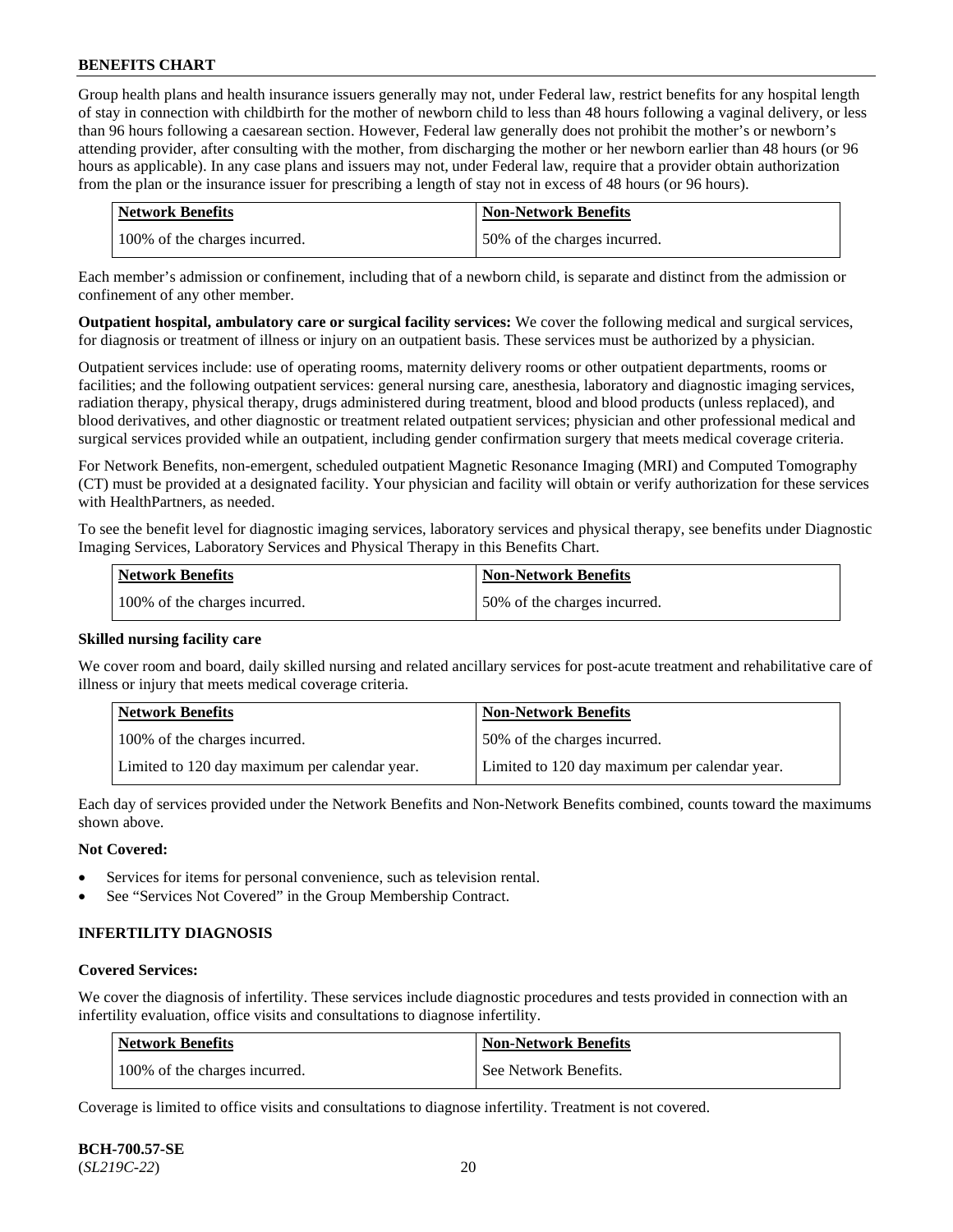Group health plans and health insurance issuers generally may not, under Federal law, restrict benefits for any hospital length of stay in connection with childbirth for the mother of newborn child to less than 48 hours following a vaginal delivery, or less than 96 hours following a caesarean section. However, Federal law generally does not prohibit the mother's or newborn's attending provider, after consulting with the mother, from discharging the mother or her newborn earlier than 48 hours (or 96 hours as applicable). In any case plans and issuers may not, under Federal law, require that a provider obtain authorization from the plan or the insurance issuer for prescribing a length of stay not in excess of 48 hours (or 96 hours).

| Network Benefits | Non-Network Benefits |
|---|---|
| 100% of the charges incurred. | 50% of the charges incurred. |

Each member's admission or confinement, including that of a newborn child, is separate and distinct from the admission or confinement of any other member.

**Outpatient hospital, ambulatory care or surgical facility services:** We cover the following medical and surgical services, for diagnosis or treatment of illness or injury on an outpatient basis. These services must be authorized by a physician.

Outpatient services include: use of operating rooms, maternity delivery rooms or other outpatient departments, rooms or facilities; and the following outpatient services: general nursing care, anesthesia, laboratory and diagnostic imaging services, radiation therapy, physical therapy, drugs administered during treatment, blood and blood products (unless replaced), and blood derivatives, and other diagnostic or treatment related outpatient services; physician and other professional medical and surgical services provided while an outpatient, including gender confirmation surgery that meets medical coverage criteria.

For Network Benefits, non-emergent, scheduled outpatient Magnetic Resonance Imaging (MRI) and Computed Tomography (CT) must be provided at a designated facility. Your physician and facility will obtain or verify authorization for these services with HealthPartners, as needed.

To see the benefit level for diagnostic imaging services, laboratory services and physical therapy, see benefits under Diagnostic Imaging Services, Laboratory Services and Physical Therapy in this Benefits Chart.

| Network Benefits | Non-Network Benefits |
|---|---|
| 100% of the charges incurred. | 50% of the charges incurred. |

**Skilled nursing facility care**

We cover room and board, daily skilled nursing and related ancillary services for post-acute treatment and rehabilitative care of illness or injury that meets medical coverage criteria.

| Network Benefits | Non-Network Benefits |
|---|---|
| 100% of the charges incurred. | 50% of the charges incurred. |
| Limited to 120 day maximum per calendar year. | Limited to 120 day maximum per calendar year. |

Each day of services provided under the Network Benefits and Non-Network Benefits combined, counts toward the maximums shown above.

**Not Covered:**

- Services for items for personal convenience, such as television rental.
- See "Services Not Covered" in the Group Membership Contract.

## INFERTILITY DIAGNOSIS

**Covered Services:**

We cover the diagnosis of infertility. These services include diagnostic procedures and tests provided in connection with an infertility evaluation, office visits and consultations to diagnose infertility.

| Network Benefits | Non-Network Benefits |
|---|---|
| 100% of the charges incurred. | See Network Benefits. |

Coverage is limited to office visits and consultations to diagnose infertility. Treatment is not covered.

**BCH-700.57-SE**
(*SL219C-22*)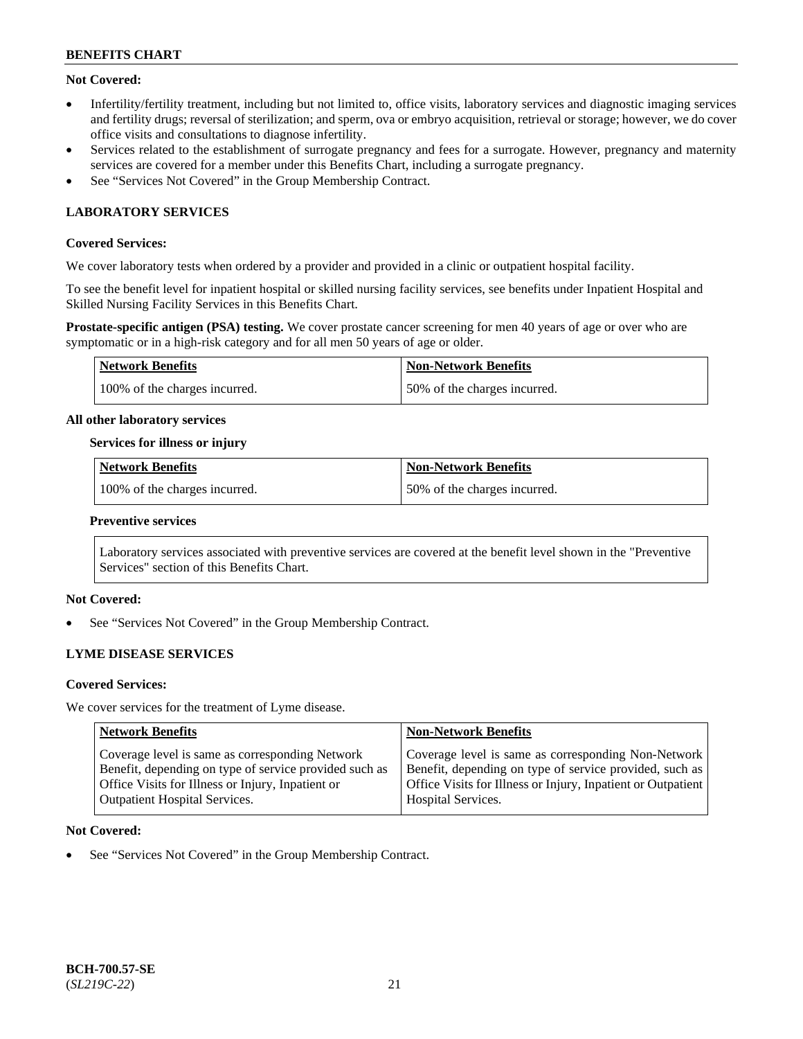**Not Covered:**

- Infertility/fertility treatment, including but not limited to, office visits, laboratory services and diagnostic imaging services and fertility drugs; reversal of sterilization; and sperm, ova or embryo acquisition, retrieval or storage; however, we do cover office visits and consultations to diagnose infertility.
- Services related to the establishment of surrogate pregnancy and fees for a surrogate. However, pregnancy and maternity services are covered for a member under this Benefits Chart, including a surrogate pregnancy.
- See "Services Not Covered" in the Group Membership Contract.

## LABORATORY SERVICES

**Covered Services:**

We cover laboratory tests when ordered by a provider and provided in a clinic or outpatient hospital facility.

To see the benefit level for inpatient hospital or skilled nursing facility services, see benefits under Inpatient Hospital and Skilled Nursing Facility Services in this Benefits Chart.

**Prostate-specific antigen (PSA) testing.** We cover prostate cancer screening for men 40 years of age or over who are symptomatic or in a high-risk category and for all men 50 years of age or older.

| Network Benefits | Non-Network Benefits |
| --- | --- |
| 100% of the charges incurred. | 50% of the charges incurred. |

**All other laboratory services**

**Services for illness or injury**

| Network Benefits | Non-Network Benefits |
| --- | --- |
| 100% of the charges incurred. | 50% of the charges incurred. |

**Preventive services**

Laboratory services associated with preventive services are covered at the benefit level shown in the "Preventive Services" section of this Benefits Chart.

**Not Covered:**

- See "Services Not Covered" in the Group Membership Contract.

## LYME DISEASE SERVICES

**Covered Services:**

We cover services for the treatment of Lyme disease.

| Network Benefits | Non-Network Benefits |
| --- | --- |
| Coverage level is same as corresponding Network Benefit, depending on type of service provided such as Office Visits for Illness or Injury, Inpatient or Outpatient Hospital Services. | Coverage level is same as corresponding Non-Network Benefit, depending on type of service provided, such as Office Visits for Illness or Injury, Inpatient or Outpatient Hospital Services. |

**Not Covered:**

- See "Services Not Covered" in the Group Membership Contract.

**BCH-700.57-SE**
(*SL219C-22*)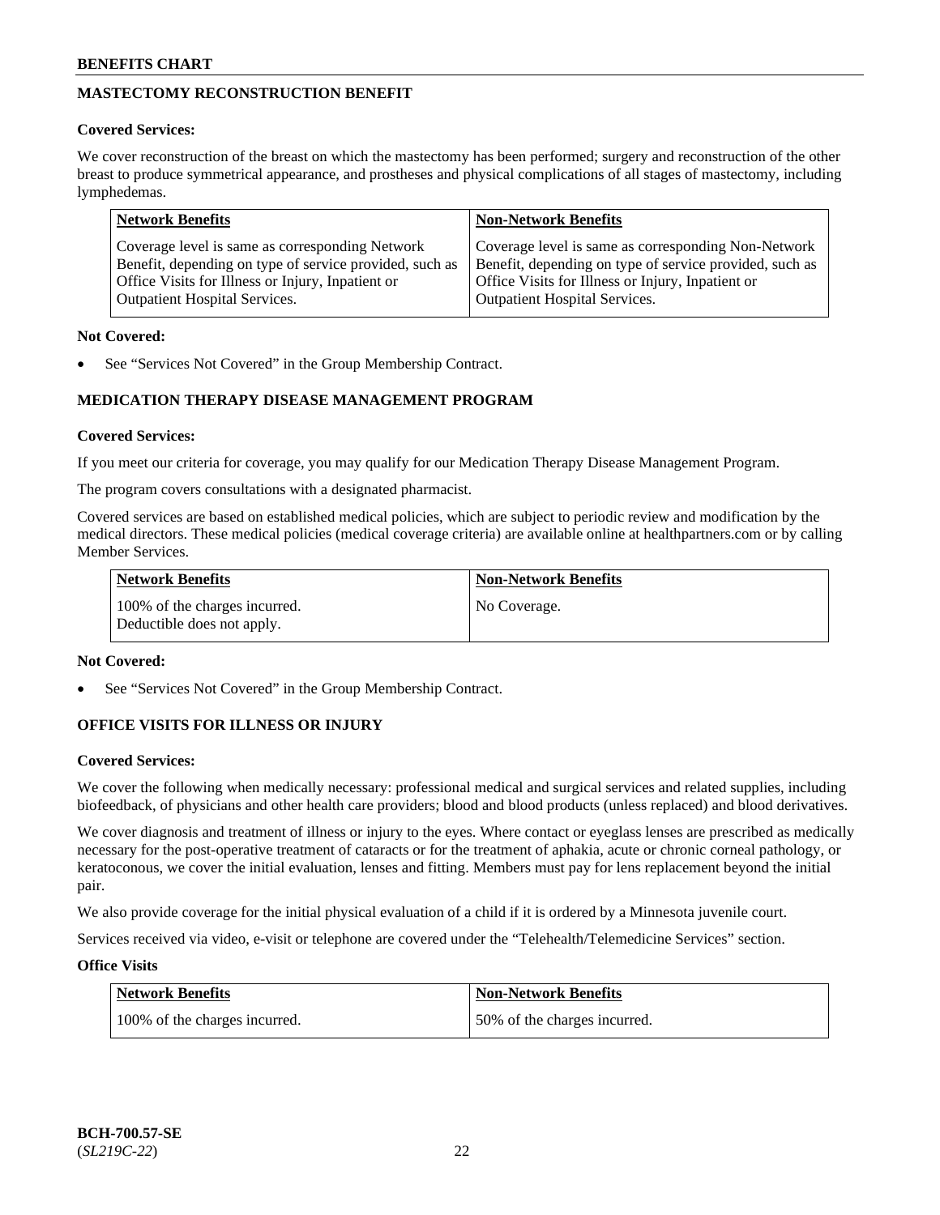## MASTECTOMY RECONSTRUCTION BENEFIT

**Covered Services:**

We cover reconstruction of the breast on which the mastectomy has been performed; surgery and reconstruction of the other breast to produce symmetrical appearance, and prostheses and physical complications of all stages of mastectomy, including lymphedemas.

| Network Benefits | Non-Network Benefits |
|---|---|
| Coverage level is same as corresponding Network Benefit, depending on type of service provided, such as Office Visits for Illness or Injury, Inpatient or Outpatient Hospital Services. | Coverage level is same as corresponding Non-Network Benefit, depending on type of service provided, such as Office Visits for Illness or Injury, Inpatient or Outpatient Hospital Services. |

**Not Covered:**

- See "Services Not Covered" in the Group Membership Contract.

## MEDICATION THERAPY DISEASE MANAGEMENT PROGRAM

**Covered Services:**

If you meet our criteria for coverage, you may qualify for our Medication Therapy Disease Management Program.

The program covers consultations with a designated pharmacist.

Covered services are based on established medical policies, which are subject to periodic review and modification by the medical directors. These medical policies (medical coverage criteria) are available online at healthpartners.com or by calling Member Services.

| Network Benefits | Non-Network Benefits |
|---|---|
| 100% of the charges incurred. Deductible does not apply. | No Coverage. |

**Not Covered:**

- See "Services Not Covered" in the Group Membership Contract.

## OFFICE VISITS FOR ILLNESS OR INJURY

**Covered Services:**

We cover the following when medically necessary: professional medical and surgical services and related supplies, including biofeedback, of physicians and other health care providers; blood and blood products (unless replaced) and blood derivatives.

We cover diagnosis and treatment of illness or injury to the eyes. Where contact or eyeglass lenses are prescribed as medically necessary for the post-operative treatment of cataracts or for the treatment of aphakia, acute or chronic corneal pathology, or keratoconous, we cover the initial evaluation, lenses and fitting. Members must pay for lens replacement beyond the initial pair.

We also provide coverage for the initial physical evaluation of a child if it is ordered by a Minnesota juvenile court.

Services received via video, e-visit or telephone are covered under the "Telehealth/Telemedicine Services" section.

**Office Visits**

| Network Benefits | Non-Network Benefits |
|---|---|
| 100% of the charges incurred. | 50% of the charges incurred. |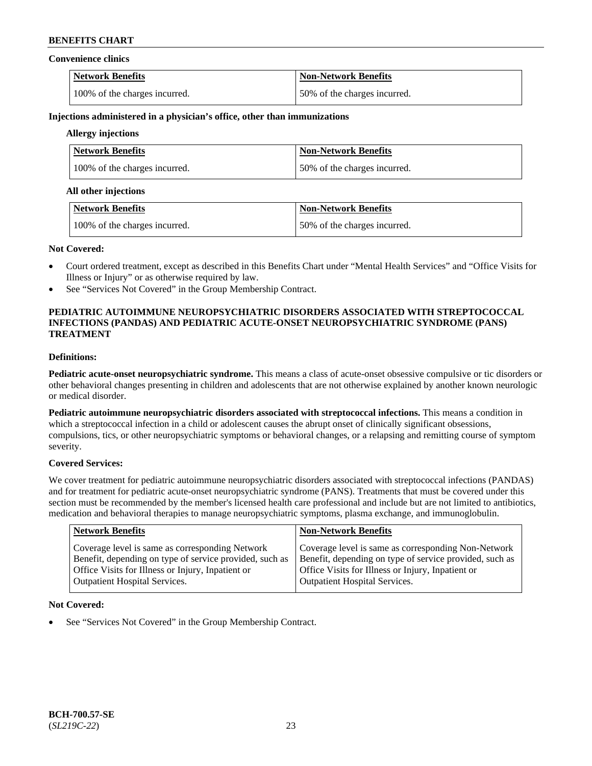**Convenience clinics**

| Network Benefits | Non-Network Benefits |
|---|---|
| 100% of the charges incurred. | 50% of the charges incurred. |

**Injections administered in a physician's office, other than immunizations**

**Allergy injections**

| Network Benefits | Non-Network Benefits |
|---|---|
| 100% of the charges incurred. | 50% of the charges incurred. |

**All other injections**

| Network Benefits | Non-Network Benefits |
|---|---|
| 100% of the charges incurred. | 50% of the charges incurred. |

**Not Covered:**

- Court ordered treatment, except as described in this Benefits Chart under "Mental Health Services" and "Office Visits for Illness or Injury" or as otherwise required by law.
- See "Services Not Covered" in the Group Membership Contract.

## PEDIATRIC AUTOIMMUNE NEUROPSYCHIATRIC DISORDERS ASSOCIATED WITH STREPTOCOCCAL INFECTIONS (PANDAS) AND PEDIATRIC ACUTE-ONSET NEUROPSYCHIATRIC SYNDROME (PANS) TREATMENT

**Definitions:**

**Pediatric acute-onset neuropsychiatric syndrome.** This means a class of acute-onset obsessive compulsive or tic disorders or other behavioral changes presenting in children and adolescents that are not otherwise explained by another known neurologic or medical disorder.

**Pediatric autoimmune neuropsychiatric disorders associated with streptococcal infections.** This means a condition in which a streptococcal infection in a child or adolescent causes the abrupt onset of clinically significant obsessions, compulsions, tics, or other neuropsychiatric symptoms or behavioral changes, or a relapsing and remitting course of symptom severity.

**Covered Services:**

We cover treatment for pediatric autoimmune neuropsychiatric disorders associated with streptococcal infections (PANDAS) and for treatment for pediatric acute-onset neuropsychiatric syndrome (PANS). Treatments that must be covered under this section must be recommended by the member's licensed health care professional and include but are not limited to antibiotics, medication and behavioral therapies to manage neuropsychiatric symptoms, plasma exchange, and immunoglobulin.

| Network Benefits | Non-Network Benefits |
|---|---|
| Coverage level is same as corresponding Network Benefit, depending on type of service provided, such as Office Visits for Illness or Injury, Inpatient or Outpatient Hospital Services. | Coverage level is same as corresponding Non-Network Benefit, depending on type of service provided, such as Office Visits for Illness or Injury, Inpatient or Outpatient Hospital Services. |

**Not Covered:**

- See "Services Not Covered" in the Group Membership Contract.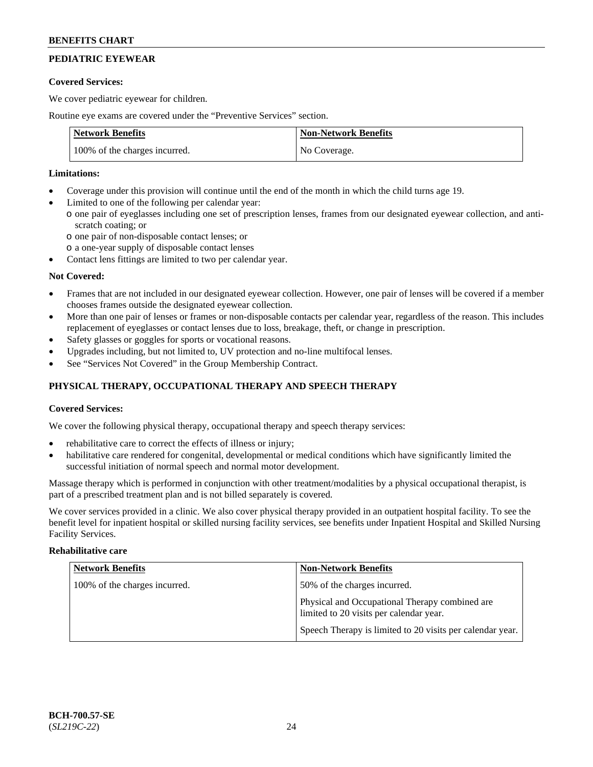## PEDIATRIC EYEWEAR

**Covered Services:**

We cover pediatric eyewear for children.

Routine eye exams are covered under the "Preventive Services" section.

| Network Benefits | Non-Network Benefits |
|---|---|
| 100% of the charges incurred. | No Coverage. |

**Limitations:**

- Coverage under this provision will continue until the end of the month in which the child turns age 19.
- Limited to one of the following per calendar year:
  - one pair of eyeglasses including one set of prescription lenses, frames from our designated eyewear collection, and anti-scratch coating; or
  - one pair of non-disposable contact lenses; or
  - a one-year supply of disposable contact lenses
- Contact lens fittings are limited to two per calendar year.

**Not Covered:**

- Frames that are not included in our designated eyewear collection. However, one pair of lenses will be covered if a member chooses frames outside the designated eyewear collection.
- More than one pair of lenses or frames or non-disposable contacts per calendar year, regardless of the reason. This includes replacement of eyeglasses or contact lenses due to loss, breakage, theft, or change in prescription.
- Safety glasses or goggles for sports or vocational reasons.
- Upgrades including, but not limited to, UV protection and no-line multifocal lenses.
- See "Services Not Covered" in the Group Membership Contract.

## PHYSICAL THERAPY, OCCUPATIONAL THERAPY AND SPEECH THERAPY

**Covered Services:**

We cover the following physical therapy, occupational therapy and speech therapy services:

- rehabilitative care to correct the effects of illness or injury;
- habilitative care rendered for congenital, developmental or medical conditions which have significantly limited the successful initiation of normal speech and normal motor development.

Massage therapy which is performed in conjunction with other treatment/modalities by a physical occupational therapist, is part of a prescribed treatment plan and is not billed separately is covered.

We cover services provided in a clinic. We also cover physical therapy provided in an outpatient hospital facility. To see the benefit level for inpatient hospital or skilled nursing facility services, see benefits under Inpatient Hospital and Skilled Nursing Facility Services.

**Rehabilitative care**

| Network Benefits | Non-Network Benefits |
|---|---|
| 100% of the charges incurred. | 50% of the charges incurred.<br><br>Physical and Occupational Therapy combined are limited to 20 visits per calendar year.<br><br>Speech Therapy is limited to 20 visits per calendar year. |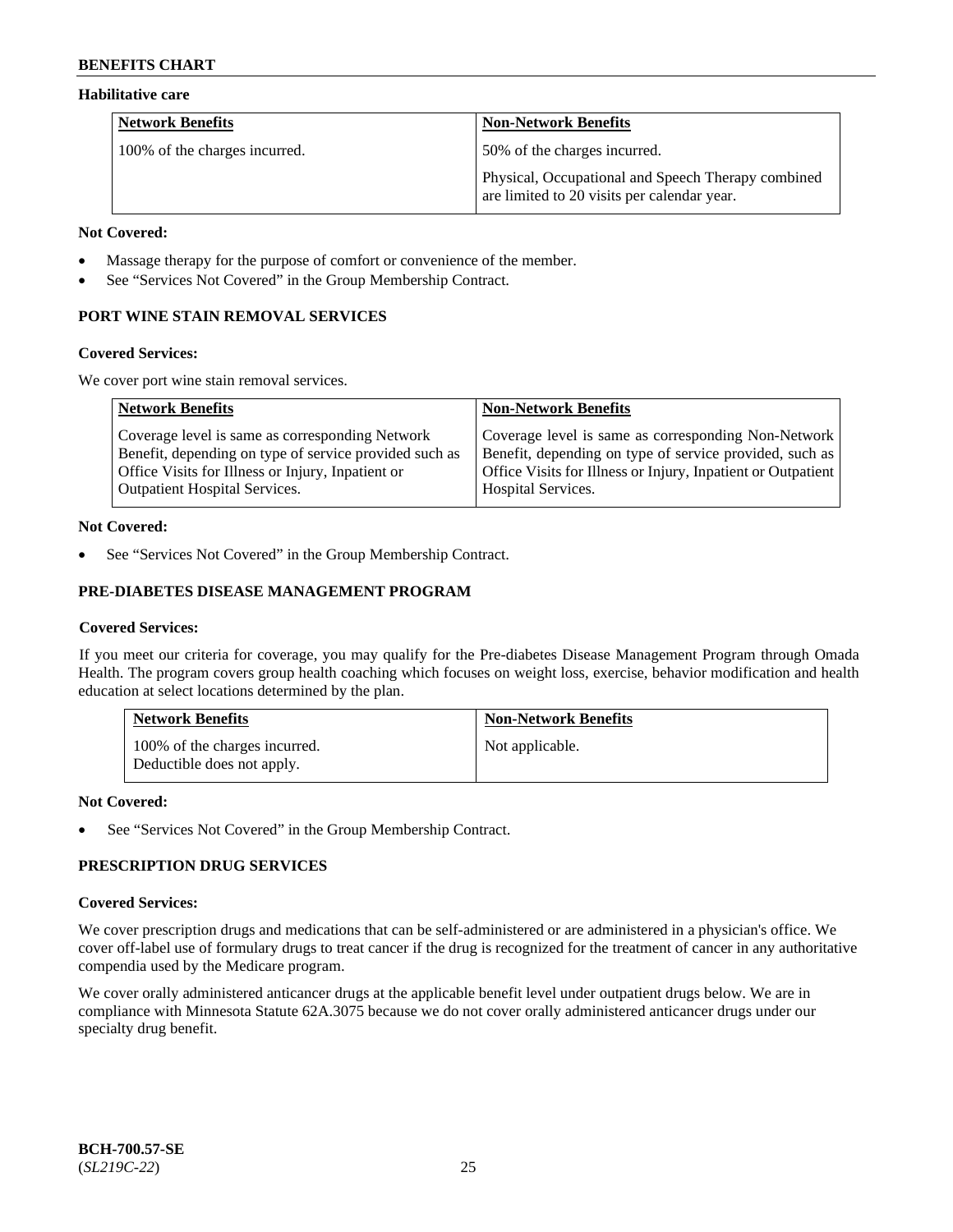#### Habilitative care

| Network Benefits | Non-Network Benefits |
|---|---|
| 100% of the charges incurred. | 50% of the charges incurred.<br><br>Physical, Occupational and Speech Therapy combined are limited to 20 visits per calendar year. |

**Not Covered:**

- Massage therapy for the purpose of comfort or convenience of the member.
- See "Services Not Covered" in the Group Membership Contract.

### PORT WINE STAIN REMOVAL SERVICES

**Covered Services:**

We cover port wine stain removal services.

| Network Benefits | Non-Network Benefits |
|---|---|
| Coverage level is same as corresponding Network Benefit, depending on type of service provided such as Office Visits for Illness or Injury, Inpatient or Outpatient Hospital Services. | Coverage level is same as corresponding Non-Network Benefit, depending on type of service provided, such as Office Visits for Illness or Injury, Inpatient or Outpatient Hospital Services. |

**Not Covered:**

- See "Services Not Covered" in the Group Membership Contract.

### PRE-DIABETES DISEASE MANAGEMENT PROGRAM

**Covered Services:**

If you meet our criteria for coverage, you may qualify for the Pre-diabetes Disease Management Program through Omada Health. The program covers group health coaching which focuses on weight loss, exercise, behavior modification and health education at select locations determined by the plan.

| Network Benefits | Non-Network Benefits |
|---|---|
| 100% of the charges incurred.<br>Deductible does not apply. | Not applicable. |

**Not Covered:**

- See "Services Not Covered" in the Group Membership Contract.

### PRESCRIPTION DRUG SERVICES

**Covered Services:**

We cover prescription drugs and medications that can be self-administered or are administered in a physician's office. We cover off-label use of formulary drugs to treat cancer if the drug is recognized for the treatment of cancer in any authoritative compendia used by the Medicare program.

We cover orally administered anticancer drugs at the applicable benefit level under outpatient drugs below. We are in compliance with Minnesota Statute 62A.3075 because we do not cover orally administered anticancer drugs under our specialty drug benefit.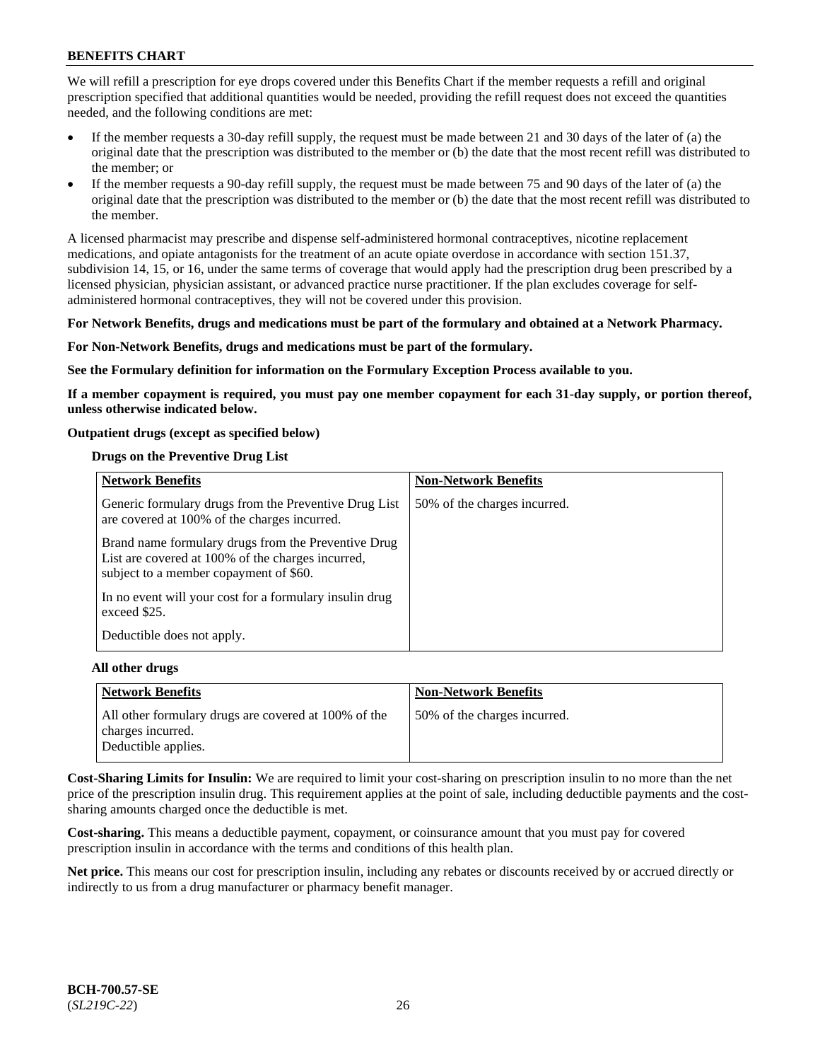We will refill a prescription for eye drops covered under this Benefits Chart if the member requests a refill and original prescription specified that additional quantities would be needed, providing the refill request does not exceed the quantities needed, and the following conditions are met:

- If the member requests a 30-day refill supply, the request must be made between 21 and 30 days of the later of (a) the original date that the prescription was distributed to the member or (b) the date that the most recent refill was distributed to the member; or
- If the member requests a 90-day refill supply, the request must be made between 75 and 90 days of the later of (a) the original date that the prescription was distributed to the member or (b) the date that the most recent refill was distributed to the member.

A licensed pharmacist may prescribe and dispense self-administered hormonal contraceptives, nicotine replacement medications, and opiate antagonists for the treatment of an acute opiate overdose in accordance with section 151.37, subdivision 14, 15, or 16, under the same terms of coverage that would apply had the prescription drug been prescribed by a licensed physician, physician assistant, or advanced practice nurse practitioner. If the plan excludes coverage for self-administered hormonal contraceptives, they will not be covered under this provision.

**For Network Benefits, drugs and medications must be part of the formulary and obtained at a Network Pharmacy.**

**For Non-Network Benefits, drugs and medications must be part of the formulary.**

**See the Formulary definition for information on the Formulary Exception Process available to you.**

**If a member copayment is required, you must pay one member copayment for each 31-day supply, or portion thereof, unless otherwise indicated below.**

**Outpatient drugs (except as specified below)**

**Drugs on the Preventive Drug List**

| Network Benefits | Non-Network Benefits |
|---|---|
| Generic formulary drugs from the Preventive Drug List are covered at 100% of the charges incurred.<br><br>Brand name formulary drugs from the Preventive Drug List are covered at 100% of the charges incurred, subject to a member copayment of $60.<br><br>In no event will your cost for a formulary insulin drug exceed $25.<br><br>Deductible does not apply. | 50% of the charges incurred. |

**All other drugs**

| Network Benefits | Non-Network Benefits |
|---|---|
| All other formulary drugs are covered at 100% of the charges incurred.<br>Deductible applies. | 50% of the charges incurred. |

**Cost-Sharing Limits for Insulin:** We are required to limit your cost-sharing on prescription insulin to no more than the net price of the prescription insulin drug. This requirement applies at the point of sale, including deductible payments and the cost-sharing amounts charged once the deductible is met.

**Cost-sharing.** This means a deductible payment, copayment, or coinsurance amount that you must pay for covered prescription insulin in accordance with the terms and conditions of this health plan.

**Net price.** This means our cost for prescription insulin, including any rebates or discounts received by or accrued directly or indirectly to us from a drug manufacturer or pharmacy benefit manager.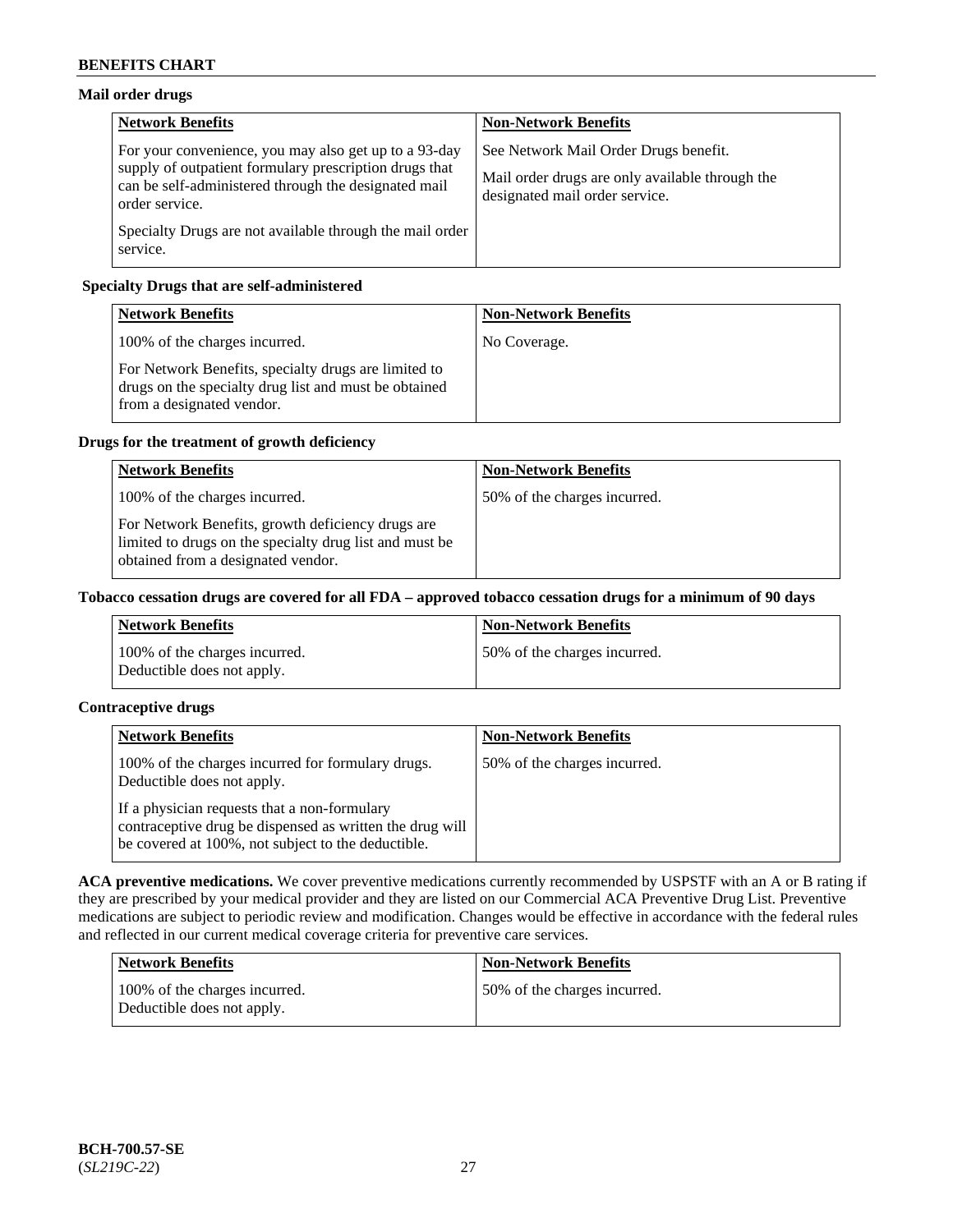**Mail order drugs**

| Network Benefits | Non-Network Benefits |
| --- | --- |
| For your convenience, you may also get up to a 93-day supply of outpatient formulary prescription drugs that can be self-administered through the designated mail order service.<br><br>Specialty Drugs are not available through the mail order service. | See Network Mail Order Drugs benefit.<br><br>Mail order drugs are only available through the designated mail order service. |

**Specialty Drugs that are self-administered**

| Network Benefits | Non-Network Benefits |
| --- | --- |
| 100% of the charges incurred.<br><br>For Network Benefits, specialty drugs are limited to drugs on the specialty drug list and must be obtained from a designated vendor. | No Coverage. |

**Drugs for the treatment of growth deficiency**

| Network Benefits | Non-Network Benefits |
| --- | --- |
| 100% of the charges incurred.<br><br>For Network Benefits, growth deficiency drugs are limited to drugs on the specialty drug list and must be obtained from a designated vendor. | 50% of the charges incurred. |

**Tobacco cessation drugs are covered for all FDA – approved tobacco cessation drugs for a minimum of 90 days**

| Network Benefits | Non-Network Benefits |
| --- | --- |
| 100% of the charges incurred.<br>Deductible does not apply. | 50% of the charges incurred. |

**Contraceptive drugs**

| Network Benefits | Non-Network Benefits |
| --- | --- |
| 100% of the charges incurred for formulary drugs. Deductible does not apply.<br><br>If a physician requests that a non-formulary contraceptive drug be dispensed as written the drug will be covered at 100%, not subject to the deductible. | 50% of the charges incurred. |

**ACA preventive medications.** We cover preventive medications currently recommended by USPSTF with an A or B rating if they are prescribed by your medical provider and they are listed on our Commercial ACA Preventive Drug List. Preventive medications are subject to periodic review and modification. Changes would be effective in accordance with the federal rules and reflected in our current medical coverage criteria for preventive care services.

| Network Benefits | Non-Network Benefits |
| --- | --- |
| 100% of the charges incurred.<br>Deductible does not apply. | 50% of the charges incurred. |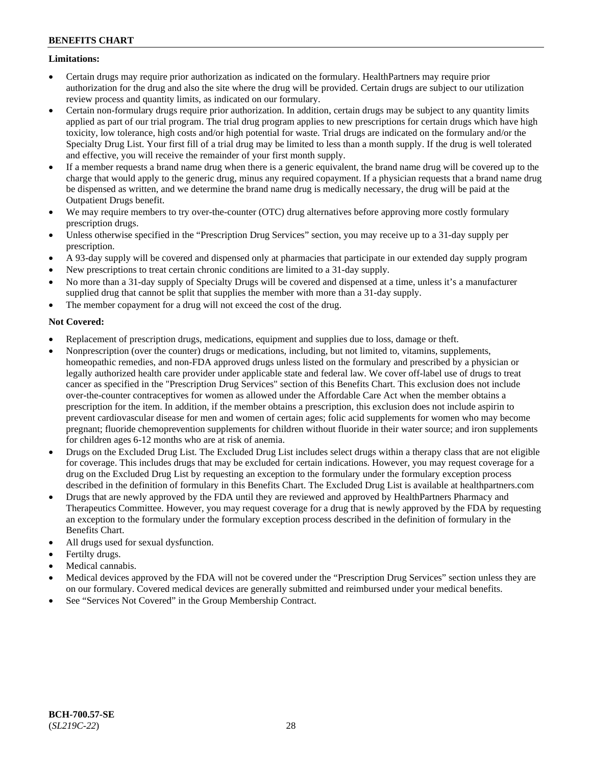**Limitations:**

- Certain drugs may require prior authorization as indicated on the formulary. HealthPartners may require prior authorization for the drug and also the site where the drug will be provided. Certain drugs are subject to our utilization review process and quantity limits, as indicated on our formulary.
- Certain non-formulary drugs require prior authorization. In addition, certain drugs may be subject to any quantity limits applied as part of our trial program. The trial drug program applies to new prescriptions for certain drugs which have high toxicity, low tolerance, high costs and/or high potential for waste. Trial drugs are indicated on the formulary and/or the Specialty Drug List. Your first fill of a trial drug may be limited to less than a month supply. If the drug is well tolerated and effective, you will receive the remainder of your first month supply.
- If a member requests a brand name drug when there is a generic equivalent, the brand name drug will be covered up to the charge that would apply to the generic drug, minus any required copayment. If a physician requests that a brand name drug be dispensed as written, and we determine the brand name drug is medically necessary, the drug will be paid at the Outpatient Drugs benefit.
- We may require members to try over-the-counter (OTC) drug alternatives before approving more costly formulary prescription drugs.
- Unless otherwise specified in the "Prescription Drug Services" section, you may receive up to a 31-day supply per prescription.
- A 93-day supply will be covered and dispensed only at pharmacies that participate in our extended day supply program
- New prescriptions to treat certain chronic conditions are limited to a 31-day supply.
- No more than a 31-day supply of Specialty Drugs will be covered and dispensed at a time, unless it's a manufacturer supplied drug that cannot be split that supplies the member with more than a 31-day supply.
- The member copayment for a drug will not exceed the cost of the drug.

**Not Covered:**

- Replacement of prescription drugs, medications, equipment and supplies due to loss, damage or theft.
- Nonprescription (over the counter) drugs or medications, including, but not limited to, vitamins, supplements, homeopathic remedies, and non-FDA approved drugs unless listed on the formulary and prescribed by a physician or legally authorized health care provider under applicable state and federal law. We cover off-label use of drugs to treat cancer as specified in the "Prescription Drug Services" section of this Benefits Chart. This exclusion does not include over-the-counter contraceptives for women as allowed under the Affordable Care Act when the member obtains a prescription for the item. In addition, if the member obtains a prescription, this exclusion does not include aspirin to prevent cardiovascular disease for men and women of certain ages; folic acid supplements for women who may become pregnant; fluoride chemoprevention supplements for children without fluoride in their water source; and iron supplements for children ages 6-12 months who are at risk of anemia.
- Drugs on the Excluded Drug List. The Excluded Drug List includes select drugs within a therapy class that are not eligible for coverage. This includes drugs that may be excluded for certain indications. However, you may request coverage for a drug on the Excluded Drug List by requesting an exception to the formulary under the formulary exception process described in the definition of formulary in this Benefits Chart. The Excluded Drug List is available at healthpartners.com
- Drugs that are newly approved by the FDA until they are reviewed and approved by HealthPartners Pharmacy and Therapeutics Committee. However, you may request coverage for a drug that is newly approved by the FDA by requesting an exception to the formulary under the formulary exception process described in the definition of formulary in the Benefits Chart.
- All drugs used for sexual dysfunction.
- Fertilty drugs.
- Medical cannabis.
- Medical devices approved by the FDA will not be covered under the "Prescription Drug Services" section unless they are on our formulary. Covered medical devices are generally submitted and reimbursed under your medical benefits.
- See "Services Not Covered" in the Group Membership Contract.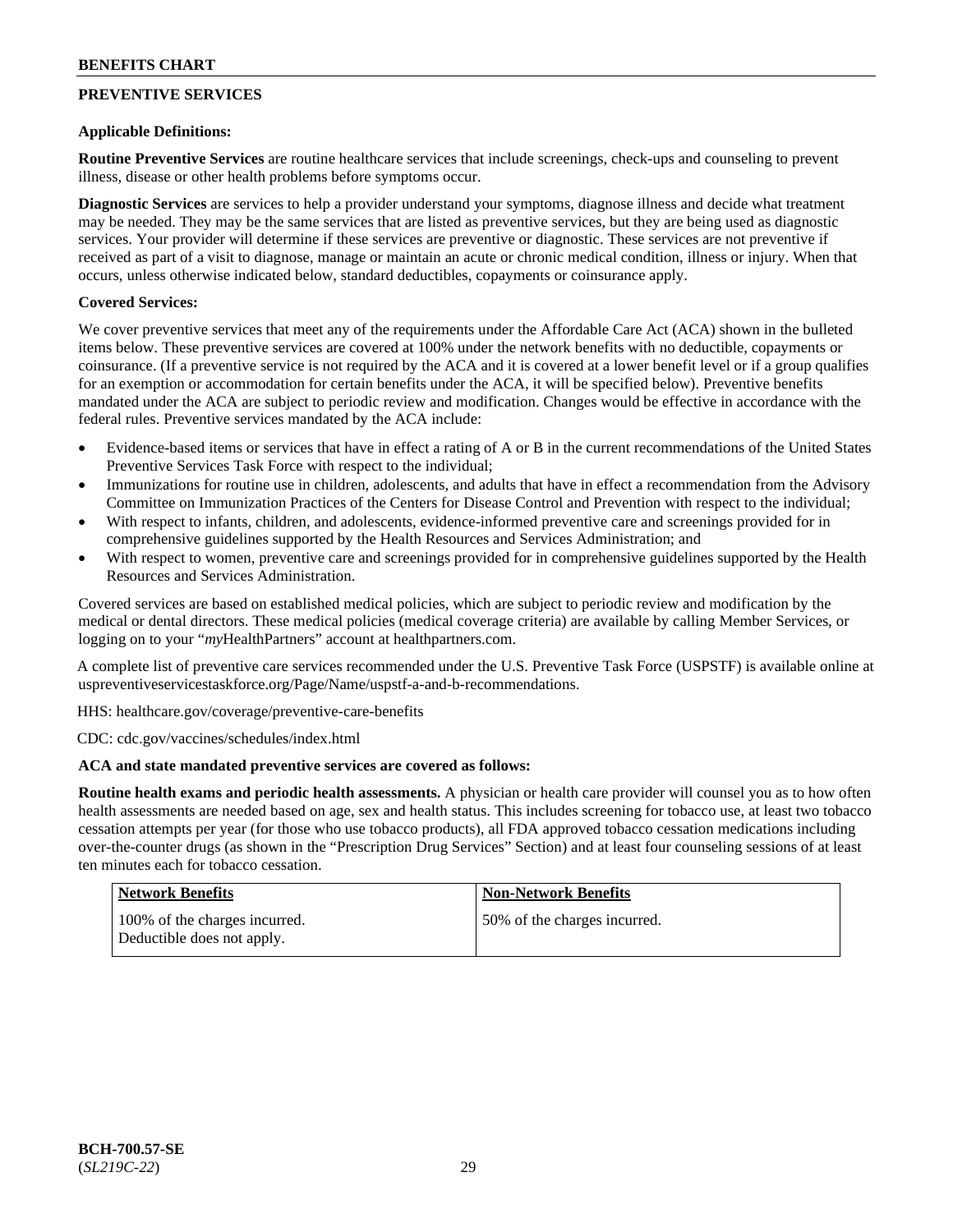## PREVENTIVE SERVICES

**Applicable Definitions:**

**Routine Preventive Services** are routine healthcare services that include screenings, check-ups and counseling to prevent illness, disease or other health problems before symptoms occur.

**Diagnostic Services** are services to help a provider understand your symptoms, diagnose illness and decide what treatment may be needed. They may be the same services that are listed as preventive services, but they are being used as diagnostic services. Your provider will determine if these services are preventive or diagnostic. These services are not preventive if received as part of a visit to diagnose, manage or maintain an acute or chronic medical condition, illness or injury. When that occurs, unless otherwise indicated below, standard deductibles, copayments or coinsurance apply.

**Covered Services:**

We cover preventive services that meet any of the requirements under the Affordable Care Act (ACA) shown in the bulleted items below. These preventive services are covered at 100% under the network benefits with no deductible, copayments or coinsurance. (If a preventive service is not required by the ACA and it is covered at a lower benefit level or if a group qualifies for an exemption or accommodation for certain benefits under the ACA, it will be specified below). Preventive benefits mandated under the ACA are subject to periodic review and modification. Changes would be effective in accordance with the federal rules. Preventive services mandated by the ACA include:

- Evidence-based items or services that have in effect a rating of A or B in the current recommendations of the United States Preventive Services Task Force with respect to the individual;
- Immunizations for routine use in children, adolescents, and adults that have in effect a recommendation from the Advisory Committee on Immunization Practices of the Centers for Disease Control and Prevention with respect to the individual;
- With respect to infants, children, and adolescents, evidence-informed preventive care and screenings provided for in comprehensive guidelines supported by the Health Resources and Services Administration; and
- With respect to women, preventive care and screenings provided for in comprehensive guidelines supported by the Health Resources and Services Administration.

Covered services are based on established medical policies, which are subject to periodic review and modification by the medical or dental directors. These medical policies (medical coverage criteria) are available by calling Member Services, or logging on to your "*my*HealthPartners" account at healthpartners.com.

A complete list of preventive care services recommended under the U.S. Preventive Task Force (USPSTF) is available online at uspreventiveservicestaskforce.org/Page/Name/uspstf-a-and-b-recommendations.

HHS: healthcare.gov/coverage/preventive-care-benefits

CDC: cdc.gov/vaccines/schedules/index.html

**ACA and state mandated preventive services are covered as follows:**

**Routine health exams and periodic health assessments.** A physician or health care provider will counsel you as to how often health assessments are needed based on age, sex and health status. This includes screening for tobacco use, at least two tobacco cessation attempts per year (for those who use tobacco products), all FDA approved tobacco cessation medications including over-the-counter drugs (as shown in the "Prescription Drug Services" Section) and at least four counseling sessions of at least ten minutes each for tobacco cessation.

| Network Benefits | Non-Network Benefits |
| --- | --- |
| 100% of the charges incurred. Deductible does not apply. | 50% of the charges incurred. |

**BCH-700.57-SE**
(*SL219C-22*)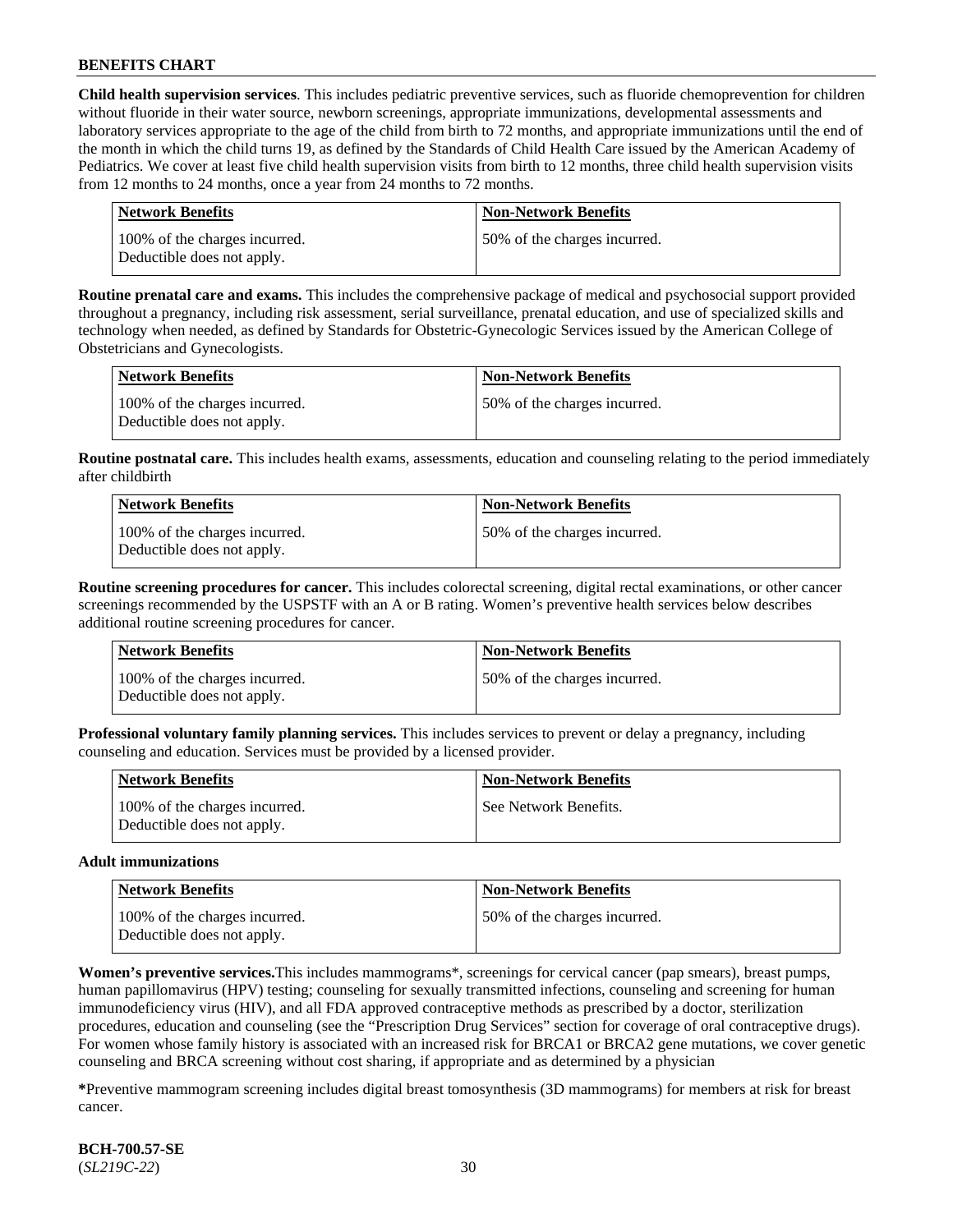**Child health supervision services**. This includes pediatric preventive services, such as fluoride chemoprevention for children without fluoride in their water source, newborn screenings, appropriate immunizations, developmental assessments and laboratory services appropriate to the age of the child from birth to 72 months, and appropriate immunizations until the end of the month in which the child turns 19, as defined by the Standards of Child Health Care issued by the American Academy of Pediatrics. We cover at least five child health supervision visits from birth to 12 months, three child health supervision visits from 12 months to 24 months, once a year from 24 months to 72 months.

| Network Benefits | Non-Network Benefits |
| --- | --- |
| 100% of the charges incurred. Deductible does not apply. | 50% of the charges incurred. |

**Routine prenatal care and exams.** This includes the comprehensive package of medical and psychosocial support provided throughout a pregnancy, including risk assessment, serial surveillance, prenatal education, and use of specialized skills and technology when needed, as defined by Standards for Obstetric-Gynecologic Services issued by the American College of Obstetricians and Gynecologists.

| Network Benefits | Non-Network Benefits |
| --- | --- |
| 100% of the charges incurred. Deductible does not apply. | 50% of the charges incurred. |

**Routine postnatal care.** This includes health exams, assessments, education and counseling relating to the period immediately after childbirth

| Network Benefits | Non-Network Benefits |
| --- | --- |
| 100% of the charges incurred. Deductible does not apply. | 50% of the charges incurred. |

**Routine screening procedures for cancer.** This includes colorectal screening, digital rectal examinations, or other cancer screenings recommended by the USPSTF with an A or B rating. Women's preventive health services below describes additional routine screening procedures for cancer.

| Network Benefits | Non-Network Benefits |
| --- | --- |
| 100% of the charges incurred. Deductible does not apply. | 50% of the charges incurred. |

**Professional voluntary family planning services.** This includes services to prevent or delay a pregnancy, including counseling and education. Services must be provided by a licensed provider.

| Network Benefits | Non-Network Benefits |
| --- | --- |
| 100% of the charges incurred. Deductible does not apply. | See Network Benefits. |

**Adult immunizations**

| Network Benefits | Non-Network Benefits |
| --- | --- |
| 100% of the charges incurred. Deductible does not apply. | 50% of the charges incurred. |

**Women's preventive services.**This includes mammograms*, screenings for cervical cancer (pap smears), breast pumps, human papillomavirus (HPV) testing; counseling for sexually transmitted infections, counseling and screening for human immunodeficiency virus (HIV), and all FDA approved contraceptive methods as prescribed by a doctor, sterilization procedures, education and counseling (see the "Prescription Drug Services" section for coverage of oral contraceptive drugs). For women whose family history is associated with an increased risk for BRCA1 or BRCA2 gene mutations, we cover genetic counseling and BRCA screening without cost sharing, if appropriate and as determined by a physician

**\***Preventive mammogram screening includes digital breast tomosynthesis (3D mammograms) for members at risk for breast cancer.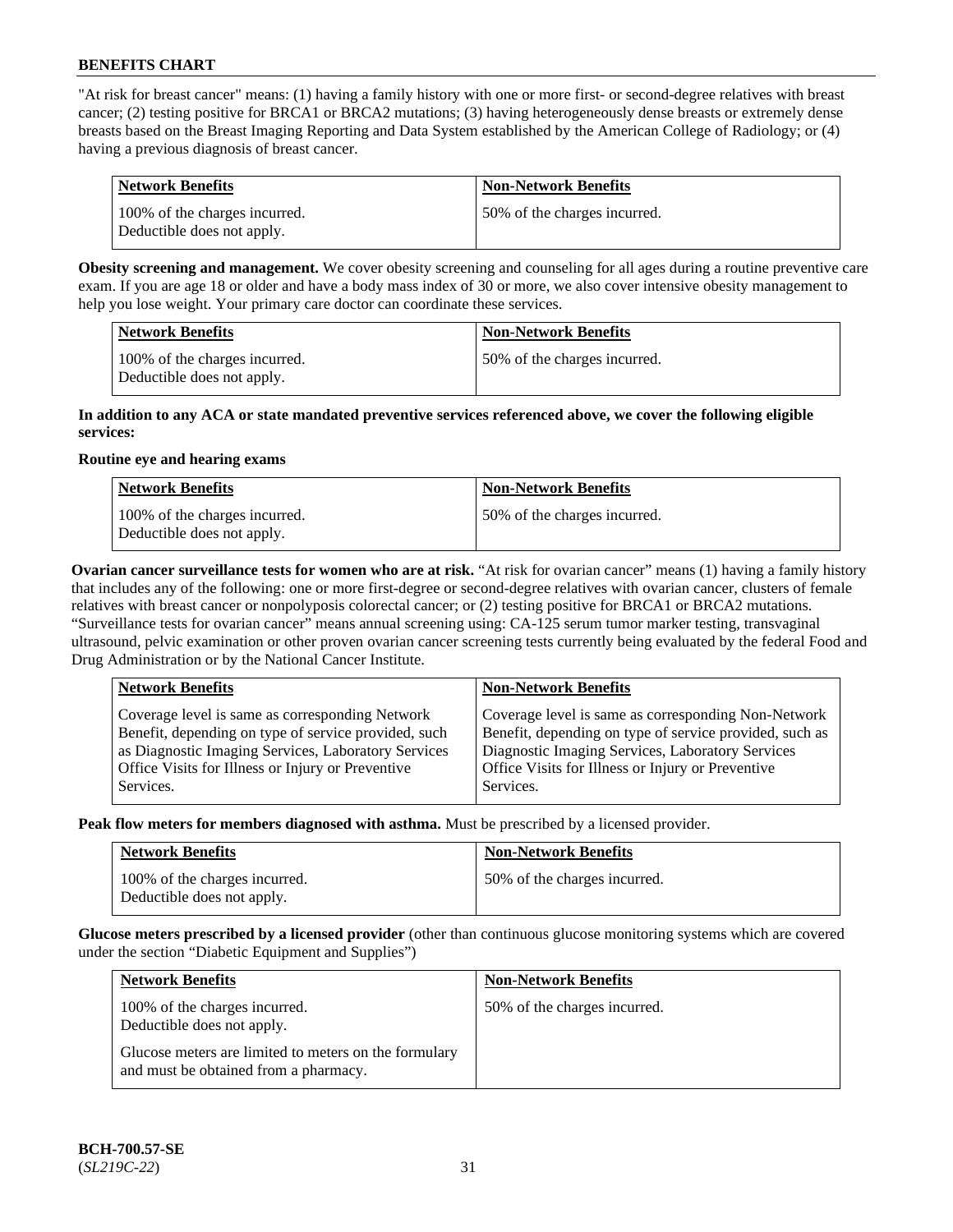"At risk for breast cancer" means: (1) having a family history with one or more first- or second-degree relatives with breast cancer; (2) testing positive for BRCA1 or BRCA2 mutations; (3) having heterogeneously dense breasts or extremely dense breasts based on the Breast Imaging Reporting and Data System established by the American College of Radiology; or (4) having a previous diagnosis of breast cancer.

| Network Benefits | Non-Network Benefits |
|---|---|
| 100% of the charges incurred. Deductible does not apply. | 50% of the charges incurred. |

**Obesity screening and management.** We cover obesity screening and counseling for all ages during a routine preventive care exam. If you are age 18 or older and have a body mass index of 30 or more, we also cover intensive obesity management to help you lose weight. Your primary care doctor can coordinate these services.

| Network Benefits | Non-Network Benefits |
|---|---|
| 100% of the charges incurred. Deductible does not apply. | 50% of the charges incurred. |

**In addition to any ACA or state mandated preventive services referenced above, we cover the following eligible services:**

**Routine eye and hearing exams**

| Network Benefits | Non-Network Benefits |
|---|---|
| 100% of the charges incurred. Deductible does not apply. | 50% of the charges incurred. |

**Ovarian cancer surveillance tests for women who are at risk.** "At risk for ovarian cancer" means (1) having a family history that includes any of the following: one or more first-degree or second-degree relatives with ovarian cancer, clusters of female relatives with breast cancer or nonpolyposis colorectal cancer; or (2) testing positive for BRCA1 or BRCA2 mutations. "Surveillance tests for ovarian cancer" means annual screening using: CA-125 serum tumor marker testing, transvaginal ultrasound, pelvic examination or other proven ovarian cancer screening tests currently being evaluated by the federal Food and Drug Administration or by the National Cancer Institute.

| Network Benefits | Non-Network Benefits |
|---|---|
| Coverage level is same as corresponding Network Benefit, depending on type of service provided, such as Diagnostic Imaging Services, Laboratory Services Office Visits for Illness or Injury or Preventive Services. | Coverage level is same as corresponding Non-Network Benefit, depending on type of service provided, such as Diagnostic Imaging Services, Laboratory Services Office Visits for Illness or Injury or Preventive Services. |

**Peak flow meters for members diagnosed with asthma.** Must be prescribed by a licensed provider.

| Network Benefits | Non-Network Benefits |
|---|---|
| 100% of the charges incurred. Deductible does not apply. | 50% of the charges incurred. |

**Glucose meters prescribed by a licensed provider** (other than continuous glucose monitoring systems which are covered under the section "Diabetic Equipment and Supplies")

| Network Benefits | Non-Network Benefits |
|---|---|
| 100% of the charges incurred. Deductible does not apply. Glucose meters are limited to meters on the formulary and must be obtained from a pharmacy. | 50% of the charges incurred. |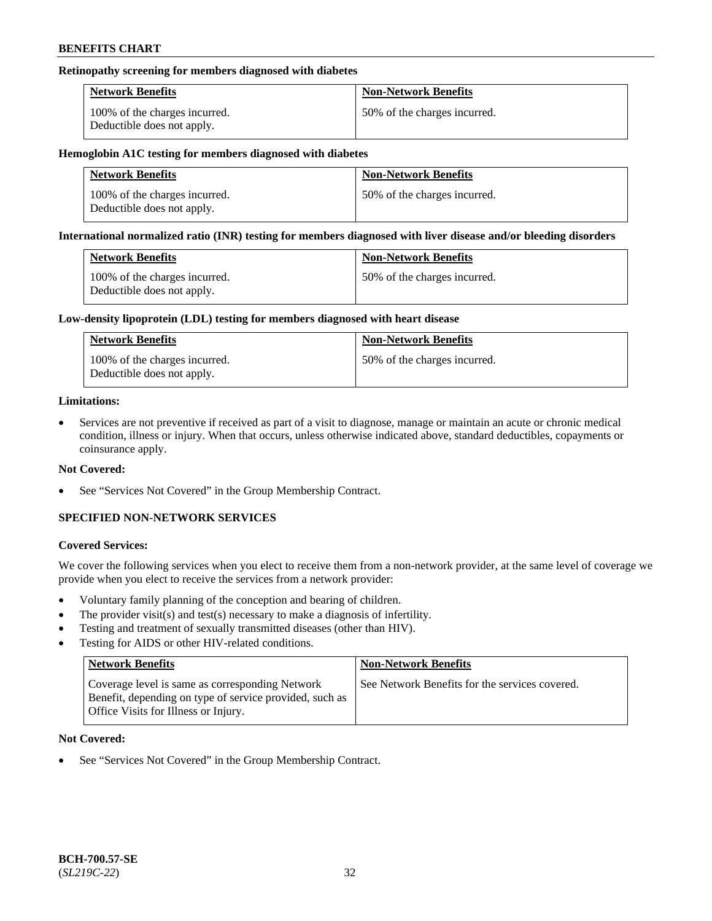#### Retinopathy screening for members diagnosed with diabetes

| Network Benefits | Non-Network Benefits |
| --- | --- |
| 100% of the charges incurred. Deductible does not apply. | 50% of the charges incurred. |

#### Hemoglobin A1C testing for members diagnosed with diabetes

| Network Benefits | Non-Network Benefits |
| --- | --- |
| 100% of the charges incurred. Deductible does not apply. | 50% of the charges incurred. |

#### International normalized ratio (INR) testing for members diagnosed with liver disease and/or bleeding disorders

| Network Benefits | Non-Network Benefits |
| --- | --- |
| 100% of the charges incurred. Deductible does not apply. | 50% of the charges incurred. |

#### Low-density lipoprotein (LDL) testing for members diagnosed with heart disease

| Network Benefits | Non-Network Benefits |
| --- | --- |
| 100% of the charges incurred. Deductible does not apply. | 50% of the charges incurred. |

**Limitations:**

- Services are not preventive if received as part of a visit to diagnose, manage or maintain an acute or chronic medical condition, illness or injury. When that occurs, unless otherwise indicated above, standard deductibles, copayments or coinsurance apply.

**Not Covered:**

- See "Services Not Covered" in the Group Membership Contract.

### SPECIFIED NON-NETWORK SERVICES

**Covered Services:**

We cover the following services when you elect to receive them from a non-network provider, at the same level of coverage we provide when you elect to receive the services from a network provider:

- Voluntary family planning of the conception and bearing of children.
- The provider visit(s) and test(s) necessary to make a diagnosis of infertility.
- Testing and treatment of sexually transmitted diseases (other than HIV).
- Testing for AIDS or other HIV-related conditions.

| Network Benefits | Non-Network Benefits |
| --- | --- |
| Coverage level is same as corresponding Network Benefit, depending on type of service provided, such as Office Visits for Illness or Injury. | See Network Benefits for the services covered. |

**Not Covered:**

- See "Services Not Covered" in the Group Membership Contract.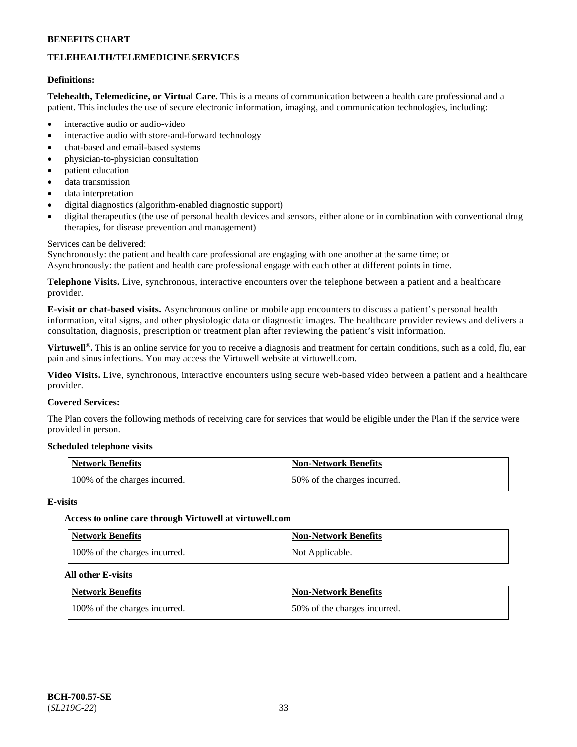## TELEHEALTH/TELEMEDICINE SERVICES

**Definitions:**

**Telehealth, Telemedicine, or Virtual Care.** This is a means of communication between a health care professional and a patient. This includes the use of secure electronic information, imaging, and communication technologies, including:

- interactive audio or audio-video
- interactive audio with store-and-forward technology
- chat-based and email-based systems
- physician-to-physician consultation
- patient education
- data transmission
- data interpretation
- digital diagnostics (algorithm-enabled diagnostic support)
- digital therapeutics (the use of personal health devices and sensors, either alone or in combination with conventional drug therapies, for disease prevention and management)

Services can be delivered:
Synchronously: the patient and health care professional are engaging with one another at the same time; or
Asynchronously: the patient and health care professional engage with each other at different points in time.

**Telephone Visits.** Live, synchronous, interactive encounters over the telephone between a patient and a healthcare provider.

**E-visit or chat-based visits.** Asynchronous online or mobile app encounters to discuss a patient's personal health information, vital signs, and other physiologic data or diagnostic images. The healthcare provider reviews and delivers a consultation, diagnosis, prescription or treatment plan after reviewing the patient's visit information.

**Virtuwell®.** This is an online service for you to receive a diagnosis and treatment for certain conditions, such as a cold, flu, ear pain and sinus infections. You may access the Virtuwell website at virtuwell.com.

**Video Visits.** Live, synchronous, interactive encounters using secure web-based video between a patient and a healthcare provider.

**Covered Services:**

The Plan covers the following methods of receiving care for services that would be eligible under the Plan if the service were provided in person.

**Scheduled telephone visits**

| Network Benefits | Non-Network Benefits |
|---|---|
| 100% of the charges incurred. | 50% of the charges incurred. |

**E-visits**

**Access to online care through Virtuwell at virtuwell.com**

| Network Benefits | Non-Network Benefits |
|---|---|
| 100% of the charges incurred. | Not Applicable. |

**All other E-visits**

| Network Benefits | Non-Network Benefits |
|---|---|
| 100% of the charges incurred. | 50% of the charges incurred. |

**BCH-700.57-SE**
(*SL219C-22*)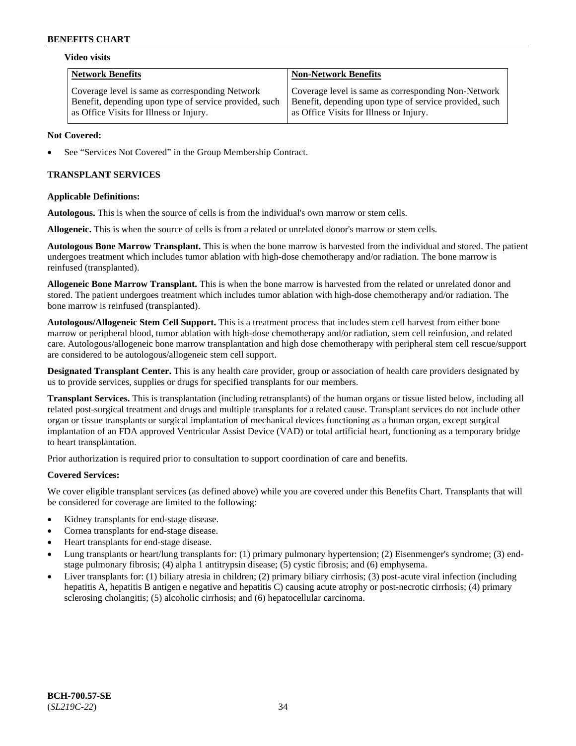**Video visits**

| Network Benefits | Non-Network Benefits |
| --- | --- |
| Coverage level is same as corresponding Network Benefit, depending upon type of service provided, such as Office Visits for Illness or Injury. | Coverage level is same as corresponding Non-Network Benefit, depending upon type of service provided, such as Office Visits for Illness or Injury. |

**Not Covered:**

- See "Services Not Covered" in the Group Membership Contract.

## TRANSPLANT SERVICES

**Applicable Definitions:**

**Autologous.** This is when the source of cells is from the individual's own marrow or stem cells.

**Allogeneic.** This is when the source of cells is from a related or unrelated donor's marrow or stem cells.

**Autologous Bone Marrow Transplant.** This is when the bone marrow is harvested from the individual and stored. The patient undergoes treatment which includes tumor ablation with high-dose chemotherapy and/or radiation. The bone marrow is reinfused (transplanted).

**Allogeneic Bone Marrow Transplant.** This is when the bone marrow is harvested from the related or unrelated donor and stored. The patient undergoes treatment which includes tumor ablation with high-dose chemotherapy and/or radiation. The bone marrow is reinfused (transplanted).

**Autologous/Allogeneic Stem Cell Support.** This is a treatment process that includes stem cell harvest from either bone marrow or peripheral blood, tumor ablation with high-dose chemotherapy and/or radiation, stem cell reinfusion, and related care. Autologous/allogeneic bone marrow transplantation and high dose chemotherapy with peripheral stem cell rescue/support are considered to be autologous/allogeneic stem cell support.

**Designated Transplant Center.** This is any health care provider, group or association of health care providers designated by us to provide services, supplies or drugs for specified transplants for our members.

**Transplant Services.** This is transplantation (including retransplants) of the human organs or tissue listed below, including all related post-surgical treatment and drugs and multiple transplants for a related cause. Transplant services do not include other organ or tissue transplants or surgical implantation of mechanical devices functioning as a human organ, except surgical implantation of an FDA approved Ventricular Assist Device (VAD) or total artificial heart, functioning as a temporary bridge to heart transplantation.

Prior authorization is required prior to consultation to support coordination of care and benefits.

**Covered Services:**

We cover eligible transplant services (as defined above) while you are covered under this Benefits Chart. Transplants that will be considered for coverage are limited to the following:

- Kidney transplants for end-stage disease.
- Cornea transplants for end-stage disease.
- Heart transplants for end-stage disease.
- Lung transplants or heart/lung transplants for: (1) primary pulmonary hypertension; (2) Eisenmenger's syndrome; (3) end-stage pulmonary fibrosis; (4) alpha 1 antitrypsin disease; (5) cystic fibrosis; and (6) emphysema.
- Liver transplants for: (1) biliary atresia in children; (2) primary biliary cirrhosis; (3) post-acute viral infection (including hepatitis A, hepatitis B antigen e negative and hepatitis C) causing acute atrophy or post-necrotic cirrhosis; (4) primary sclerosing cholangitis; (5) alcoholic cirrhosis; and (6) hepatocellular carcinoma.

BCH-700.57-SE
(*SL219C-22*)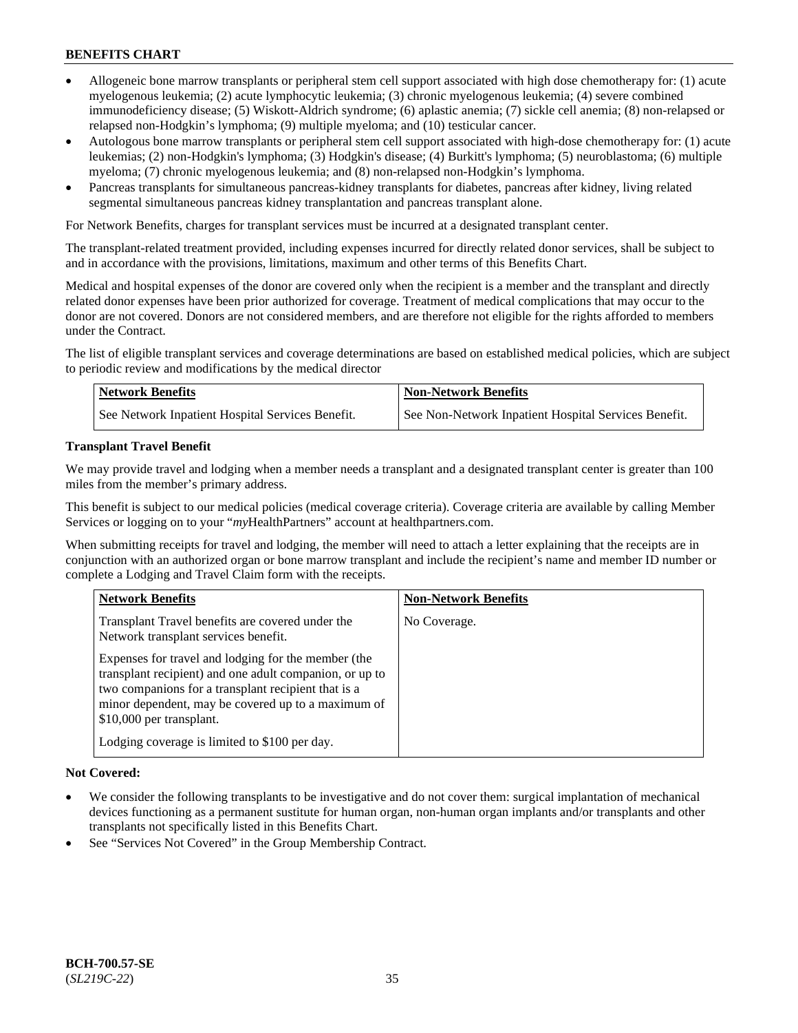- Allogeneic bone marrow transplants or peripheral stem cell support associated with high dose chemotherapy for: (1) acute myelogenous leukemia; (2) acute lymphocytic leukemia; (3) chronic myelogenous leukemia; (4) severe combined immunodeficiency disease; (5) Wiskott-Aldrich syndrome; (6) aplastic anemia; (7) sickle cell anemia; (8) non-relapsed or relapsed non-Hodgkin's lymphoma; (9) multiple myeloma; and (10) testicular cancer.
- Autologous bone marrow transplants or peripheral stem cell support associated with high-dose chemotherapy for: (1) acute leukemias; (2) non-Hodgkin's lymphoma; (3) Hodgkin's disease; (4) Burkitt's lymphoma; (5) neuroblastoma; (6) multiple myeloma; (7) chronic myelogenous leukemia; and (8) non-relapsed non-Hodgkin's lymphoma.
- Pancreas transplants for simultaneous pancreas-kidney transplants for diabetes, pancreas after kidney, living related segmental simultaneous pancreas kidney transplantation and pancreas transplant alone.

For Network Benefits, charges for transplant services must be incurred at a designated transplant center.

The transplant-related treatment provided, including expenses incurred for directly related donor services, shall be subject to and in accordance with the provisions, limitations, maximum and other terms of this Benefits Chart.

Medical and hospital expenses of the donor are covered only when the recipient is a member and the transplant and directly related donor expenses have been prior authorized for coverage. Treatment of medical complications that may occur to the donor are not covered. Donors are not considered members, and are therefore not eligible for the rights afforded to members under the Contract.

The list of eligible transplant services and coverage determinations are based on established medical policies, which are subject to periodic review and modifications by the medical director

| Network Benefits | Non-Network Benefits |
|---|---|
| See Network Inpatient Hospital Services Benefit. | See Non-Network Inpatient Hospital Services Benefit. |

**Transplant Travel Benefit**

We may provide travel and lodging when a member needs a transplant and a designated transplant center is greater than 100 miles from the member's primary address.

This benefit is subject to our medical policies (medical coverage criteria). Coverage criteria are available by calling Member Services or logging on to your "*my*HealthPartners" account at healthpartners.com.

When submitting receipts for travel and lodging, the member will need to attach a letter explaining that the receipts are in conjunction with an authorized organ or bone marrow transplant and include the recipient's name and member ID number or complete a Lodging and Travel Claim form with the receipts.

| Network Benefits | Non-Network Benefits |
|---|---|
| Transplant Travel benefits are covered under the Network transplant services benefit.<br><br>Expenses for travel and lodging for the member (the transplant recipient) and one adult companion, or up to two companions for a transplant recipient that is a minor dependent, may be covered up to a maximum of $10,000 per transplant.<br><br>Lodging coverage is limited to $100 per day. | No Coverage. |

**Not Covered:**

- We consider the following transplants to be investigative and do not cover them: surgical implantation of mechanical devices functioning as a permanent sustitute for human organ, non-human organ implants and/or transplants and other transplants not specifically listed in this Benefits Chart.
- See "Services Not Covered" in the Group Membership Contract.